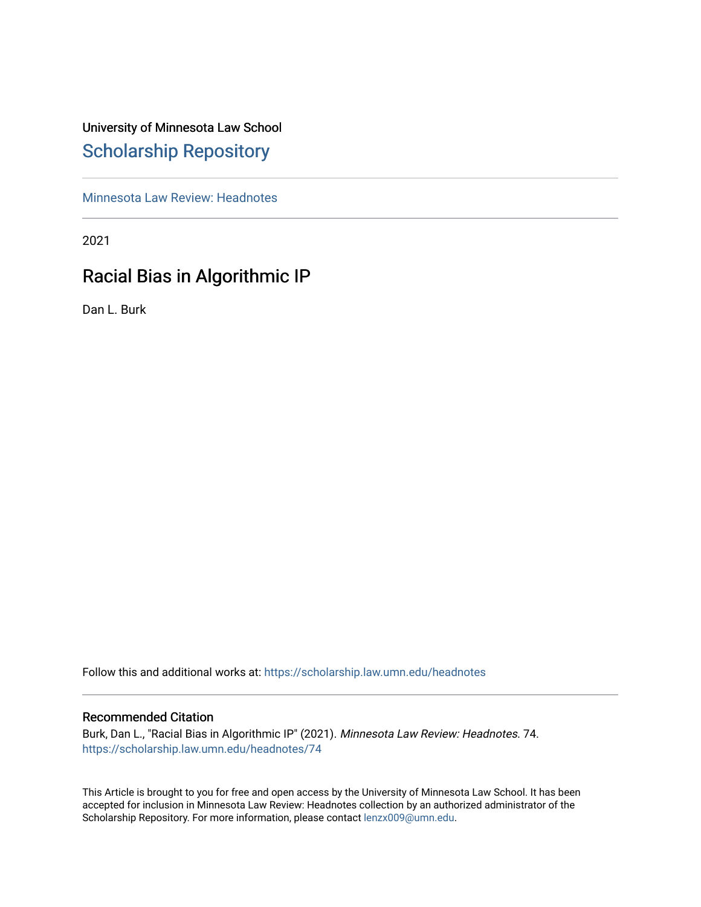University of Minnesota Law School

## Scholarship Repository

Minnesota Law Review: Headnotes

2021

# Racial Bias in Algorithmic IP

Dan L. Burk

Follow this and additional works at: https://scholarship.law.umn.edu/headnotes

### Recommended Citation

Burk, Dan L., "Racial Bias in Algorithmic IP" (2021). *Minnesota Law Review: Headnotes*. 74.
https://scholarship.law.umn.edu/headnotes/74

This Article is brought to you for free and open access by the University of Minnesota Law School. It has been accepted for inclusion in Minnesota Law Review: Headnotes collection by an authorized administrator of the Scholarship Repository. For more information, please contact lenzx009@umn.edu.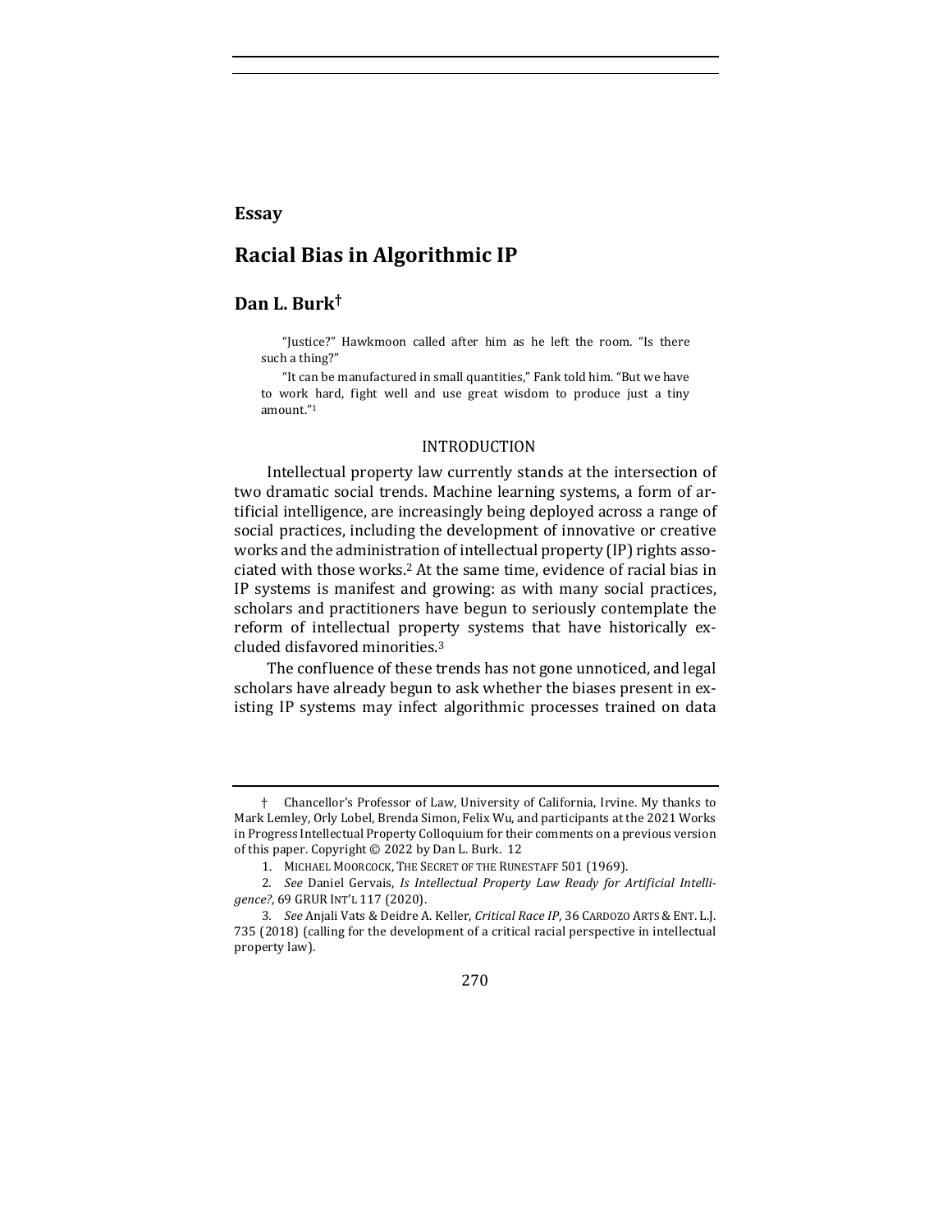**Essay**

# Racial Bias in Algorithmic IP

## Dan L. Burk†

> "Justice?" Hawkmoon called after him as he left the room. "Is there such a thing?"
>
> "It can be manufactured in small quantities," Fank told him. "But we have to work hard, fight well and use great wisdom to produce just a tiny amount."[1]

INTRODUCTION

Intellectual property law currently stands at the intersection of two dramatic social trends. Machine learning systems, a form of artificial intelligence, are increasingly being deployed across a range of social practices, including the development of innovative or creative works and the administration of intellectual property (IP) rights associated with those works.[2] At the same time, evidence of racial bias in IP systems is manifest and growing: as with many social practices, scholars and practitioners have begun to seriously contemplate the reform of intellectual property systems that have historically excluded disfavored minorities.[3]

The confluence of these trends has not gone unnoticed, and legal scholars have already begun to ask whether the biases present in existing IP systems may infect algorithmic processes trained on data

---

† Chancellor's Professor of Law, University of California, Irvine. My thanks to Mark Lemley, Orly Lobel, Brenda Simon, Felix Wu, and participants at the 2021 Works in Progress Intellectual Property Colloquium for their comments on a previous version of this paper. Copyright © 2022 by Dan L. Burk. 12

1. MICHAEL MOORCOCK, THE SECRET OF THE RUNESTAFF 501 (1969).

2. *See* Daniel Gervais, *Is Intellectual Property Law Ready for Artificial Intelligence?*, 69 GRUR INT'L 117 (2020).

3. *See* Anjali Vats & Deidre A. Keller, *Critical Race IP*, 36 CARDOZO ARTS & ENT. L.J. 735 (2018) (calling for the development of a critical racial perspective in intellectual property law).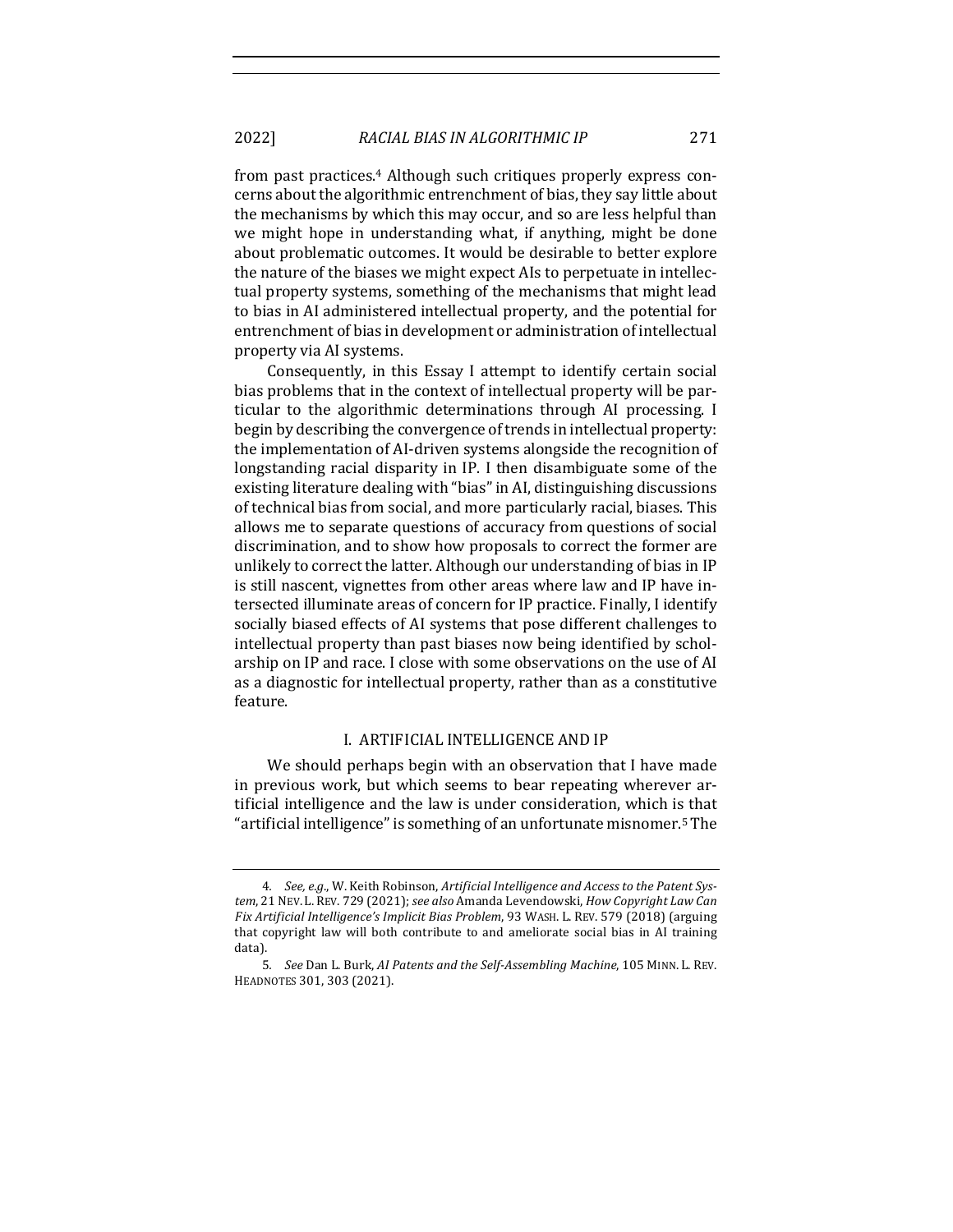from past practices.[4] Although such critiques properly express concerns about the algorithmic entrenchment of bias, they say little about the mechanisms by which this may occur, and so are less helpful than we might hope in understanding what, if anything, might be done about problematic outcomes. It would be desirable to better explore the nature of the biases we might expect AIs to perpetuate in intellectual property systems, something of the mechanisms that might lead to bias in AI administered intellectual property, and the potential for entrenchment of bias in development or administration of intellectual property via AI systems.

Consequently, in this Essay I attempt to identify certain social bias problems that in the context of intellectual property will be particular to the algorithmic determinations through AI processing. I begin by describing the convergence of trends in intellectual property: the implementation of AI-driven systems alongside the recognition of longstanding racial disparity in IP. I then disambiguate some of the existing literature dealing with "bias" in AI, distinguishing discussions of technical bias from social, and more particularly racial, biases. This allows me to separate questions of accuracy from questions of social discrimination, and to show how proposals to correct the former are unlikely to correct the latter. Although our understanding of bias in IP is still nascent, vignettes from other areas where law and IP have intersected illuminate areas of concern for IP practice. Finally, I identify socially biased effects of AI systems that pose different challenges to intellectual property than past biases now being identified by scholarship on IP and race. I close with some observations on the use of AI as a diagnostic for intellectual property, rather than as a constitutive feature.

## I. ARTIFICIAL INTELLIGENCE AND IP

We should perhaps begin with an observation that I have made in previous work, but which seems to bear repeating wherever artificial intelligence and the law is under consideration, which is that "artificial intelligence" is something of an unfortunate misnomer.[5] The

---

4. *See, e.g.*, W. Keith Robinson, *Artificial Intelligence and Access to the Patent System*, 21 NEV. L. REV. 729 (2021); *see also* Amanda Levendowski, *How Copyright Law Can Fix Artificial Intelligence's Implicit Bias Problem*, 93 WASH. L. REV. 579 (2018) (arguing that copyright law will both contribute to and ameliorate social bias in AI training data).

5. *See* Dan L. Burk, *AI Patents and the Self-Assembling Machine*, 105 MINN. L. REV. HEADNOTES 301, 303 (2021).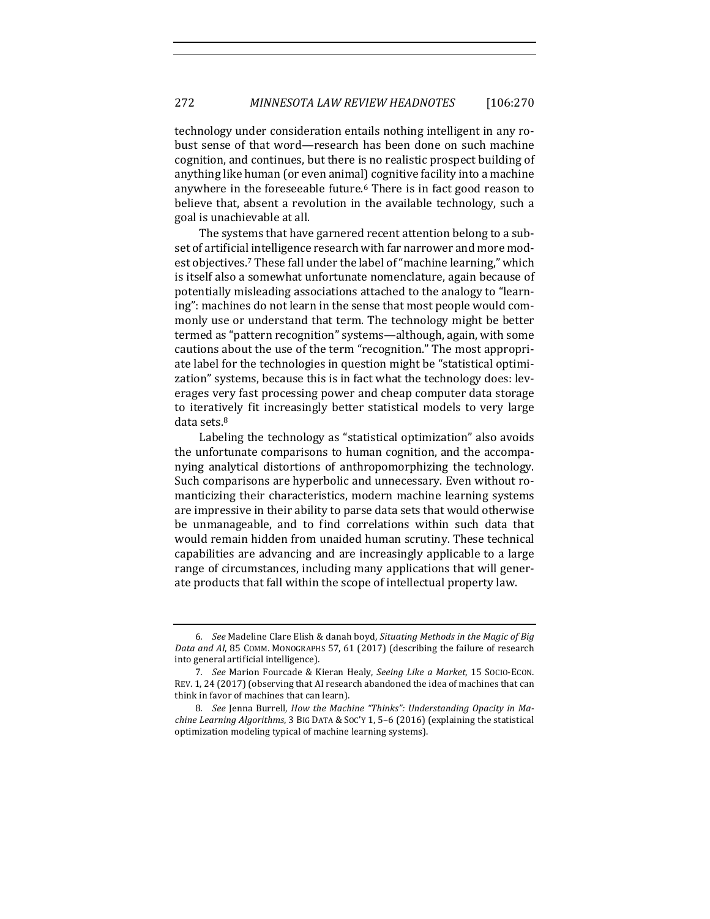technology under consideration entails nothing intelligent in any robust sense of that word—research has been done on such machine cognition, and continues, but there is no realistic prospect building of anything like human (or even animal) cognitive facility into a machine anywhere in the foreseeable future.[6] There is in fact good reason to believe that, absent a revolution in the available technology, such a goal is unachievable at all.

The systems that have garnered recent attention belong to a subset of artificial intelligence research with far narrower and more modest objectives.[7] These fall under the label of "machine learning," which is itself also a somewhat unfortunate nomenclature, again because of potentially misleading associations attached to the analogy to "learning": machines do not learn in the sense that most people would commonly use or understand that term. The technology might be better termed as "pattern recognition" systems—although, again, with some cautions about the use of the term "recognition." The most appropriate label for the technologies in question might be "statistical optimization" systems, because this is in fact what the technology does: leverages very fast processing power and cheap computer data storage to iteratively fit increasingly better statistical models to very large data sets.[8]

Labeling the technology as "statistical optimization" also avoids the unfortunate comparisons to human cognition, and the accompanying analytical distortions of anthropomorphizing the technology. Such comparisons are hyperbolic and unnecessary. Even without romanticizing their characteristics, modern machine learning systems are impressive in their ability to parse data sets that would otherwise be unmanageable, and to find correlations within such data that would remain hidden from unaided human scrutiny. These technical capabilities are advancing and are increasingly applicable to a large range of circumstances, including many applications that will generate products that fall within the scope of intellectual property law.

---

6. *See* Madeline Clare Elish & danah boyd, *Situating Methods in the Magic of Big Data and AI*, 85 COMM. MONOGRAPHS 57, 61 (2017) (describing the failure of research into general artificial intelligence).

7. *See* Marion Fourcade & Kieran Healy, *Seeing Like a Market*, 15 SOCIO-ECON. REV. 1, 24 (2017) (observing that AI research abandoned the idea of machines that can think in favor of machines that can learn).

8. *See* Jenna Burrell, *How the Machine "Thinks": Understanding Opacity in Machine Learning Algorithms*, 3 BIG DATA & SOC'Y 1, 5–6 (2016) (explaining the statistical optimization modeling typical of machine learning systems).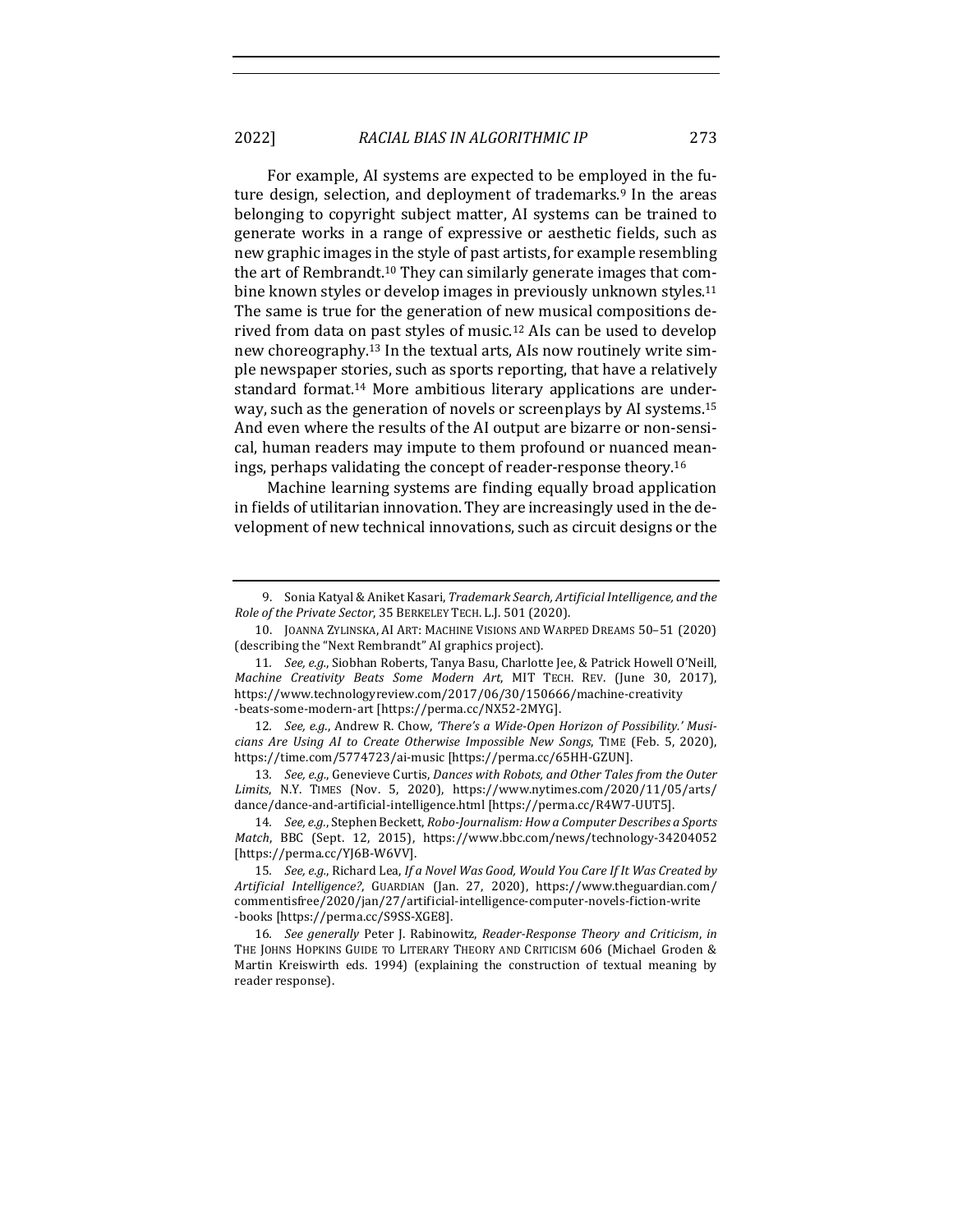For example, AI systems are expected to be employed in the future design, selection, and deployment of trademarks.[9] In the areas belonging to copyright subject matter, AI systems can be trained to generate works in a range of expressive or aesthetic fields, such as new graphic images in the style of past artists, for example resembling the art of Rembrandt.[10] They can similarly generate images that combine known styles or develop images in previously unknown styles.[11] The same is true for the generation of new musical compositions derived from data on past styles of music.[12] AIs can be used to develop new choreography.[13] In the textual arts, AIs now routinely write simple newspaper stories, such as sports reporting, that have a relatively standard format.[14] More ambitious literary applications are underway, such as the generation of novels or screenplays by AI systems.[15] And even where the results of the AI output are bizarre or non-sensical, human readers may impute to them profound or nuanced meanings, perhaps validating the concept of reader-response theory.[16]

Machine learning systems are finding equally broad application in fields of utilitarian innovation. They are increasingly used in the development of new technical innovations, such as circuit designs or the

---

9. Sonia Katyal & Aniket Kasari, *Trademark Search, Artificial Intelligence, and the Role of the Private Sector*, 35 BERKELEY TECH. L.J. 501 (2020).

10. JOANNA ZYLINSKA, AI ART: MACHINE VISIONS AND WARPED DREAMS 50–51 (2020) (describing the "Next Rembrandt" AI graphics project).

11. *See, e.g.*, Siobhan Roberts, Tanya Basu, Charlotte Jee, & Patrick Howell O'Neill, *Machine Creativity Beats Some Modern Art*, MIT TECH. REV. (June 30, 2017), https://www.technologyreview.com/2017/06/30/150666/machine-creativity-beats-some-modern-art [https://perma.cc/NX52-2MYG].

12. *See, e.g.*, Andrew R. Chow, *'There's a Wide-Open Horizon of Possibility.' Musicians Are Using AI to Create Otherwise Impossible New Songs*, TIME (Feb. 5, 2020), https://time.com/5774723/ai-music [https://perma.cc/65HH-GZUN].

13. *See, e.g.*, Genevieve Curtis, *Dances with Robots, and Other Tales from the Outer Limits*, N.Y. TIMES (Nov. 5, 2020), https://www.nytimes.com/2020/11/05/arts/dance/dance-and-artificial-intelligence.html [https://perma.cc/R4W7-UUT5].

14. *See, e.g.*, Stephen Beckett, *Robo-Journalism: How a Computer Describes a Sports Match*, BBC (Sept. 12, 2015), https://www.bbc.com/news/technology-34204052 [https://perma.cc/YJ6B-W6VV].

15. *See, e.g.*, Richard Lea, *If a Novel Was Good, Would You Care If It Was Created by Artificial Intelligence?*, GUARDIAN (Jan. 27, 2020), https://www.theguardian.com/commentisfree/2020/jan/27/artificial-intelligence-computer-novels-fiction-write-books [https://perma.cc/S9SS-XGE8].

16. *See generally* Peter J. Rabinowitz, *Reader-Response Theory and Criticism*, *in* THE JOHNS HOPKINS GUIDE TO LITERARY THEORY AND CRITICISM 606 (Michael Groden & Martin Kreiswirth eds. 1994) (explaining the construction of textual meaning by reader response).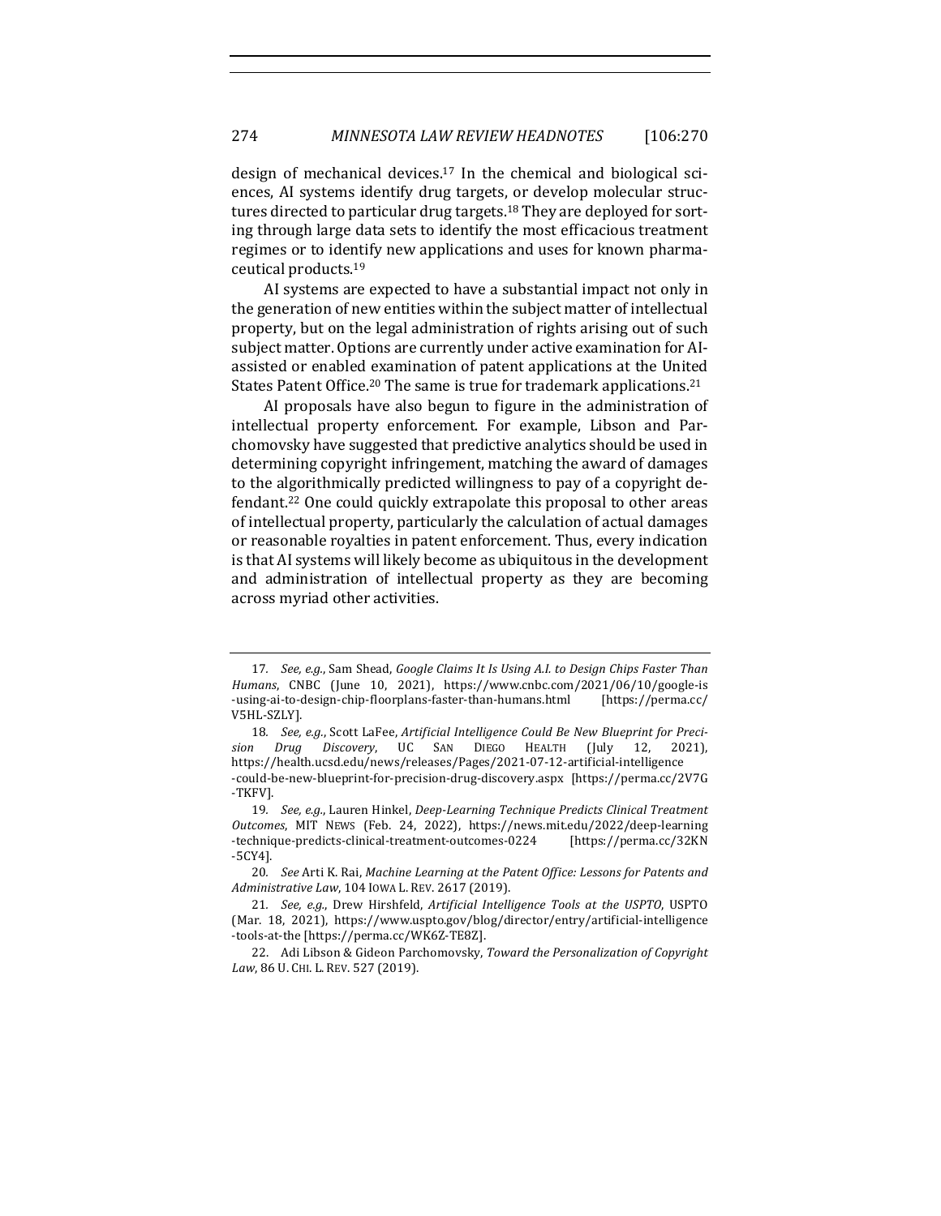design of mechanical devices.[17] In the chemical and biological sciences, AI systems identify drug targets, or develop molecular structures directed to particular drug targets.[18] They are deployed for sorting through large data sets to identify the most efficacious treatment regimes or to identify new applications and uses for known pharmaceutical products.[19]

AI systems are expected to have a substantial impact not only in the generation of new entities within the subject matter of intellectual property, but on the legal administration of rights arising out of such subject matter. Options are currently under active examination for AI-assisted or enabled examination of patent applications at the United States Patent Office.[20] The same is true for trademark applications.[21]

AI proposals have also begun to figure in the administration of intellectual property enforcement. For example, Libson and Parchomovsky have suggested that predictive analytics should be used in determining copyright infringement, matching the award of damages to the algorithmically predicted willingness to pay of a copyright defendant.[22] One could quickly extrapolate this proposal to other areas of intellectual property, particularly the calculation of actual damages or reasonable royalties in patent enforcement. Thus, every indication is that AI systems will likely become as ubiquitous in the development and administration of intellectual property as they are becoming across myriad other activities.

---

17. *See, e.g.*, Sam Shead, *Google Claims It Is Using A.I. to Design Chips Faster Than Humans*, CNBC (June 10, 2021), https://www.cnbc.com/2021/06/10/google-is-using-ai-to-design-chip-floorplans-faster-than-humans.html [https://perma.cc/V5HL-SZLY].

18. *See, e.g.*, Scott LaFee, *Artificial Intelligence Could Be New Blueprint for Precision Drug Discovery*, UC SAN DIEGO HEALTH (July 12, 2021), https://health.ucsd.edu/news/releases/Pages/2021-07-12-artificial-intelligence-could-be-new-blueprint-for-precision-drug-discovery.aspx [https://perma.cc/2V7G-TKFV].

19. *See, e.g.*, Lauren Hinkel, *Deep-Learning Technique Predicts Clinical Treatment Outcomes*, MIT NEWS (Feb. 24, 2022), https://news.mit.edu/2022/deep-learning-technique-predicts-clinical-treatment-outcomes-0224 [https://perma.cc/32KN-5CY4].

20. *See* Arti K. Rai, *Machine Learning at the Patent Office: Lessons for Patents and Administrative Law*, 104 IOWA L. REV. 2617 (2019).

21. *See, e.g.*, Drew Hirshfeld, *Artificial Intelligence Tools at the USPTO*, USPTO (Mar. 18, 2021), https://www.uspto.gov/blog/director/entry/artificial-intelligence-tools-at-the [https://perma.cc/WK6Z-TE8Z].

22. Adi Libson & Gideon Parchomovsky, *Toward the Personalization of Copyright Law*, 86 U. CHI. L. REV. 527 (2019).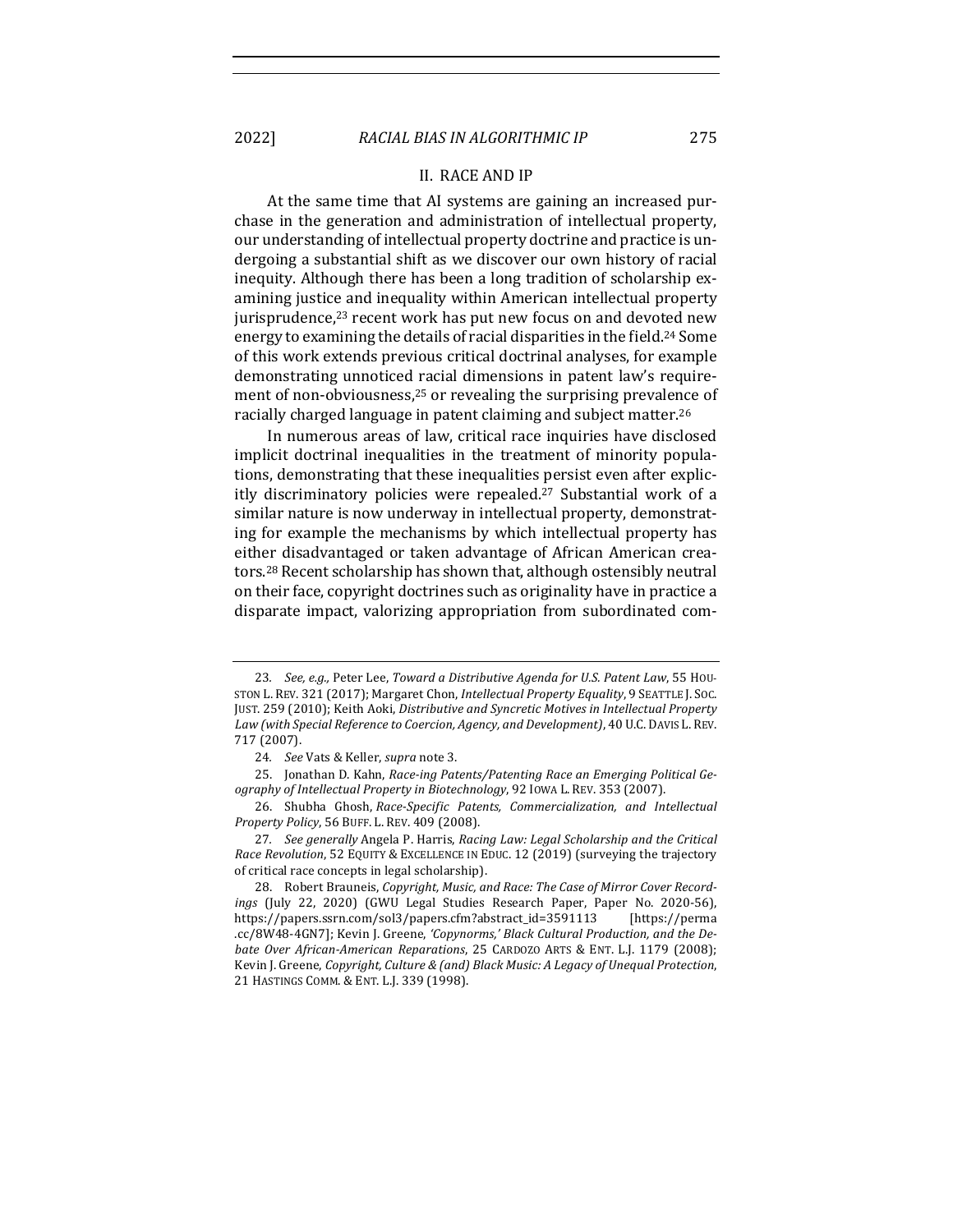## II. RACE AND IP

At the same time that AI systems are gaining an increased purchase in the generation and administration of intellectual property, our understanding of intellectual property doctrine and practice is undergoing a substantial shift as we discover our own history of racial inequity. Although there has been a long tradition of scholarship examining justice and inequality within American intellectual property jurisprudence,[23] recent work has put new focus on and devoted new energy to examining the details of racial disparities in the field.[24] Some of this work extends previous critical doctrinal analyses, for example demonstrating unnoticed racial dimensions in patent law's requirement of non-obviousness,[25] or revealing the surprising prevalence of racially charged language in patent claiming and subject matter.[26]

In numerous areas of law, critical race inquiries have disclosed implicit doctrinal inequalities in the treatment of minority populations, demonstrating that these inequalities persist even after explicitly discriminatory policies were repealed.[27] Substantial work of a similar nature is now underway in intellectual property, demonstrating for example the mechanisms by which intellectual property has either disadvantaged or taken advantage of African American creators.[28] Recent scholarship has shown that, although ostensibly neutral on their face, copyright doctrines such as originality have in practice a disparate impact, valorizing appropriation from subordinated com-

---

23. *See, e.g.,* Peter Lee, *Toward a Distributive Agenda for U.S. Patent Law*, 55 HOUSTON L. REV. 321 (2017); Margaret Chon, *Intellectual Property Equality*, 9 SEATTLE J. SOC. JUST. 259 (2010); Keith Aoki, *Distributive and Syncretic Motives in Intellectual Property Law (with Special Reference to Coercion, Agency, and Development)*, 40 U.C. DAVIS L. REV. 717 (2007).

24. *See* Vats & Keller, *supra* note 3.

25. Jonathan D. Kahn, *Race-ing Patents/Patenting Race an Emerging Political Geography of Intellectual Property in Biotechnology*, 92 IOWA L. REV. 353 (2007).

26. Shubha Ghosh, *Race-Specific Patents, Commercialization, and Intellectual Property Policy*, 56 BUFF. L. REV. 409 (2008).

27. *See generally* Angela P. Harris, *Racing Law: Legal Scholarship and the Critical Race Revolution*, 52 EQUITY & EXCELLENCE IN EDUC. 12 (2019) (surveying the trajectory of critical race concepts in legal scholarship).

28. Robert Brauneis, *Copyright, Music, and Race: The Case of Mirror Cover Recordings* (July 22, 2020) (GWU Legal Studies Research Paper, Paper No. 2020-56), https://papers.ssrn.com/sol3/papers.cfm?abstract_id=3591113 [https://perma.cc/8W48-4GN7]; Kevin J. Greene, *'Copynorms,' Black Cultural Production, and the Debate Over African-American Reparations*, 25 CARDOZO ARTS & ENT. L.J. 1179 (2008); Kevin J. Greene, *Copyright, Culture & (and) Black Music: A Legacy of Unequal Protection*, 21 HASTINGS COMM. & ENT. L.J. 339 (1998).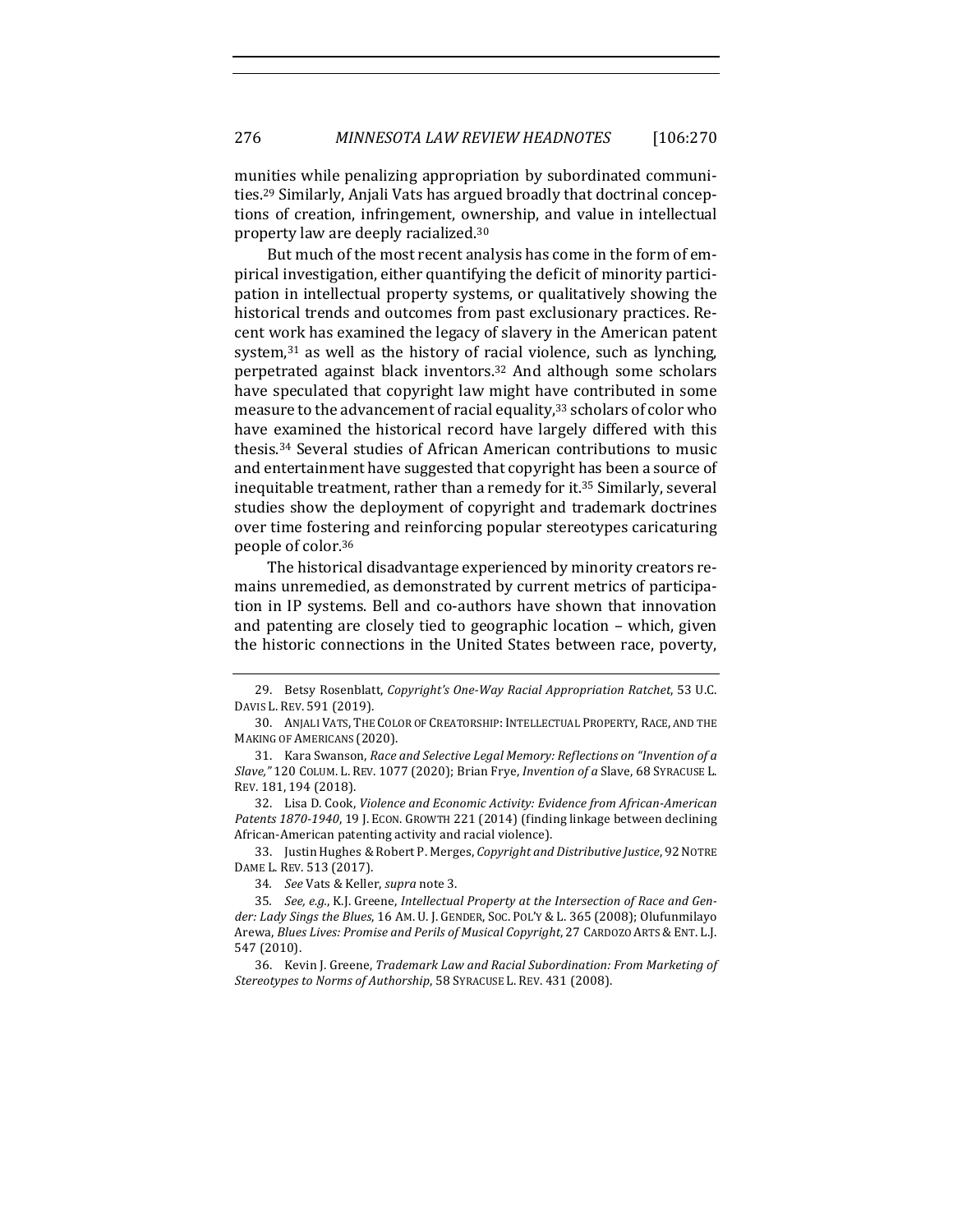munities while penalizing appropriation by subordinated communities.[29] Similarly, Anjali Vats has argued broadly that doctrinal conceptions of creation, infringement, ownership, and value in intellectual property law are deeply racialized.[30]

But much of the most recent analysis has come in the form of empirical investigation, either quantifying the deficit of minority participation in intellectual property systems, or qualitatively showing the historical trends and outcomes from past exclusionary practices. Recent work has examined the legacy of slavery in the American patent system,[31] as well as the history of racial violence, such as lynching, perpetrated against black inventors.[32] And although some scholars have speculated that copyright law might have contributed in some measure to the advancement of racial equality,[33] scholars of color who have examined the historical record have largely differed with this thesis.[34] Several studies of African American contributions to music and entertainment have suggested that copyright has been a source of inequitable treatment, rather than a remedy for it.[35] Similarly, several studies show the deployment of copyright and trademark doctrines over time fostering and reinforcing popular stereotypes caricaturing people of color.[36]

The historical disadvantage experienced by minority creators remains unremedied, as demonstrated by current metrics of participation in IP systems. Bell and co-authors have shown that innovation and patenting are closely tied to geographic location – which, given the historic connections in the United States between race, poverty,

---

29. Betsy Rosenblatt, *Copyright's One-Way Racial Appropriation Ratchet*, 53 U.C. DAVIS L. REV. 591 (2019).

30. ANJALI VATS, THE COLOR OF CREATORSHIP: INTELLECTUAL PROPERTY, RACE, AND THE MAKING OF AMERICANS (2020).

31. Kara Swanson, *Race and Selective Legal Memory: Reflections on "Invention of a Slave,"* 120 COLUM. L. REV. 1077 (2020); Brian Frye, *Invention of a* Slave, 68 SYRACUSE L. REV. 181, 194 (2018).

32. Lisa D. Cook, *Violence and Economic Activity: Evidence from African-American Patents 1870-1940*, 19 J. ECON. GROWTH 221 (2014) (finding linkage between declining African-American patenting activity and racial violence).

33. Justin Hughes & Robert P. Merges, *Copyright and Distributive Justice*, 92 NOTRE DAME L. REV. 513 (2017).

34. *See* Vats & Keller, *supra* note 3.

35. *See, e.g.*, K.J. Greene, *Intellectual Property at the Intersection of Race and Gender: Lady Sings the Blues*, 16 AM. U. J. GENDER, SOC. POL'Y & L. 365 (2008); Olufunmilayo Arewa, *Blues Lives: Promise and Perils of Musical Copyright*, 27 CARDOZO ARTS & ENT. L.J. 547 (2010).

36. Kevin J. Greene, *Trademark Law and Racial Subordination: From Marketing of Stereotypes to Norms of Authorship*, 58 SYRACUSE L. REV. 431 (2008).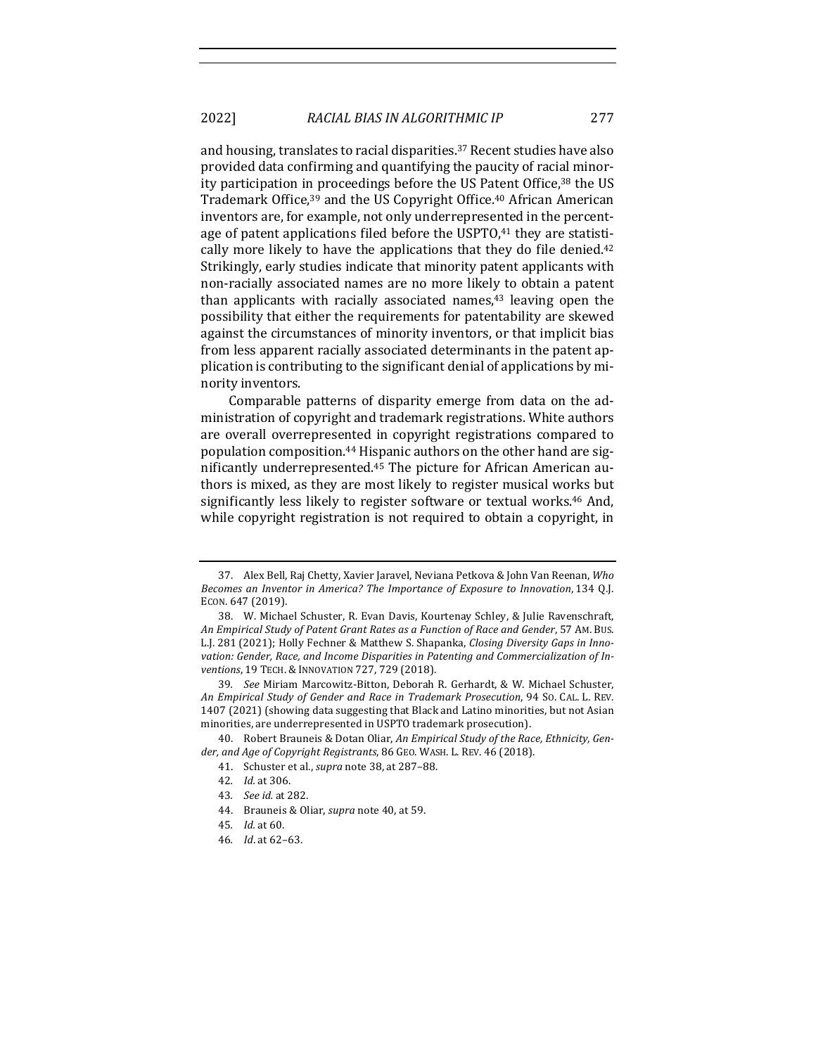and housing, translates to racial disparities.[37] Recent studies have also provided data confirming and quantifying the paucity of racial minority participation in proceedings before the US Patent Office,[38] the US Trademark Office,[39] and the US Copyright Office.[40] African American inventors are, for example, not only underrepresented in the percentage of patent applications filed before the USPTO,[41] they are statistically more likely to have the applications that they do file denied.[42] Strikingly, early studies indicate that minority patent applicants with non-racially associated names are no more likely to obtain a patent than applicants with racially associated names,[43] leaving open the possibility that either the requirements for patentability are skewed against the circumstances of minority inventors, or that implicit bias from less apparent racially associated determinants in the patent application is contributing to the significant denial of applications by minority inventors.

Comparable patterns of disparity emerge from data on the administration of copyright and trademark registrations. White authors are overall overrepresented in copyright registrations compared to population composition.[44] Hispanic authors on the other hand are significantly underrepresented.[45] The picture for African American authors is mixed, as they are most likely to register musical works but significantly less likely to register software or textual works.[46] And, while copyright registration is not required to obtain a copyright, in

---

37. Alex Bell, Raj Chetty, Xavier Jaravel, Neviana Petkova & John Van Reenan, *Who Becomes an Inventor in America? The Importance of Exposure to Innovation*, 134 Q.J. ECON. 647 (2019).

38. W. Michael Schuster, R. Evan Davis, Kourtenay Schley, & Julie Ravenschraft, *An Empirical Study of Patent Grant Rates as a Function of Race and Gender*, 57 AM. BUS. L.J. 281 (2021); Holly Fechner & Matthew S. Shapanka, *Closing Diversity Gaps in Innovation: Gender, Race, and Income Disparities in Patenting and Commercialization of Inventions*, 19 TECH. & INNOVATION 727, 729 (2018).

39. *See* Miriam Marcowitz-Bitton, Deborah R. Gerhardt, & W. Michael Schuster, *An Empirical Study of Gender and Race in Trademark Prosecution*, 94 SO. CAL. L. REV. 1407 (2021) (showing data suggesting that Black and Latino minorities, but not Asian minorities, are underrepresented in USPTO trademark prosecution).

40. Robert Brauneis & Dotan Oliar, *An Empirical Study of the Race, Ethnicity, Gender, and Age of Copyright Registrants*, 86 GEO. WASH. L. REV. 46 (2018).

41. Schuster et al., *supra* note 38, at 287–88.

42. *Id.* at 306.

43. *See id.* at 282.

44. Brauneis & Oliar, *supra* note 40, at 59.

45. *Id.* at 60.

46. *Id*. at 62–63.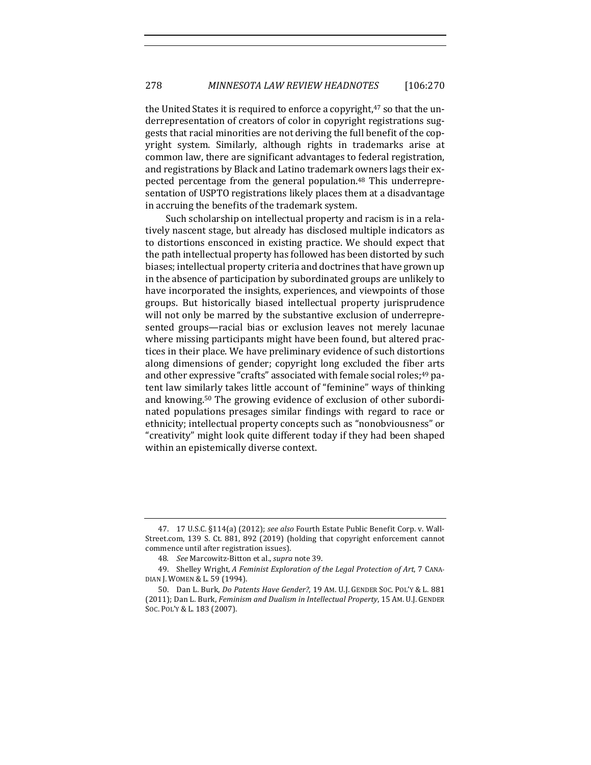the United States it is required to enforce a copyright,[47] so that the underrepresentation of creators of color in copyright registrations suggests that racial minorities are not deriving the full benefit of the copyright system. Similarly, although rights in trademarks arise at common law, there are significant advantages to federal registration, and registrations by Black and Latino trademark owners lags their expected percentage from the general population.[48] This underrepresentation of USPTO registrations likely places them at a disadvantage in accruing the benefits of the trademark system.

Such scholarship on intellectual property and racism is in a relatively nascent stage, but already has disclosed multiple indicators as to distortions ensconced in existing practice. We should expect that the path intellectual property has followed has been distorted by such biases; intellectual property criteria and doctrines that have grown up in the absence of participation by subordinated groups are unlikely to have incorporated the insights, experiences, and viewpoints of those groups. But historically biased intellectual property jurisprudence will not only be marred by the substantive exclusion of underrepresented groups—racial bias or exclusion leaves not merely lacunae where missing participants might have been found, but altered practices in their place. We have preliminary evidence of such distortions along dimensions of gender; copyright long excluded the fiber arts and other expressive "crafts" associated with female social roles;[49] patent law similarly takes little account of "feminine" ways of thinking and knowing.[50] The growing evidence of exclusion of other subordinated populations presages similar findings with regard to race or ethnicity; intellectual property concepts such as "nonobviousness" or "creativity" might look quite different today if they had been shaped within an epistemically diverse context.

---

47. 17 U.S.C. §114(a) (2012); *see also* Fourth Estate Public Benefit Corp. v. Wall-Street.com, 139 S. Ct. 881, 892 (2019) (holding that copyright enforcement cannot commence until after registration issues).

48. *See* Marcowitz-Bitton et al., *supra* note 39.

49. Shelley Wright, *A Feminist Exploration of the Legal Protection of Art*, 7 CANADIAN J. WOMEN & L. 59 (1994).

50. Dan L. Burk, *Do Patents Have Gender?*, 19 AM. U.J. GENDER SOC. POL'Y & L. 881 (2011); Dan L. Burk, *Feminism and Dualism in Intellectual Property*, 15 AM. U.J. GENDER SOC. POL'Y & L. 183 (2007).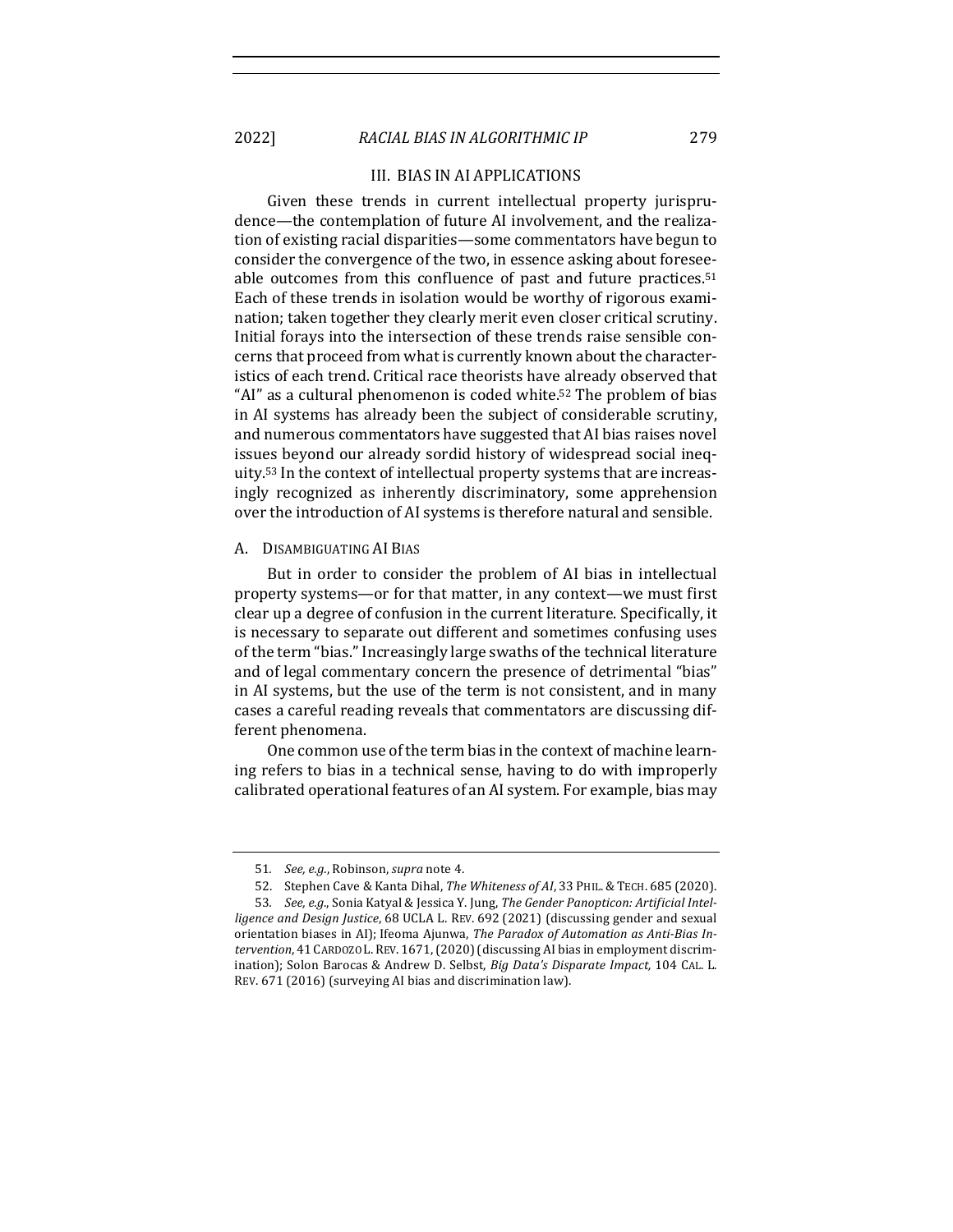## III. BIAS IN AI APPLICATIONS

Given these trends in current intellectual property jurisprudence—the contemplation of future AI involvement, and the realization of existing racial disparities—some commentators have begun to consider the convergence of the two, in essence asking about foreseeable outcomes from this confluence of past and future practices.[51] Each of these trends in isolation would be worthy of rigorous examination; taken together they clearly merit even closer critical scrutiny. Initial forays into the intersection of these trends raise sensible concerns that proceed from what is currently known about the characteristics of each trend. Critical race theorists have already observed that "AI" as a cultural phenomenon is coded white.[52] The problem of bias in AI systems has already been the subject of considerable scrutiny, and numerous commentators have suggested that AI bias raises novel issues beyond our already sordid history of widespread social inequity.[53] In the context of intellectual property systems that are increasingly recognized as inherently discriminatory, some apprehension over the introduction of AI systems is therefore natural and sensible.

### A. DISAMBIGUATING AI BIAS

But in order to consider the problem of AI bias in intellectual property systems—or for that matter, in any context—we must first clear up a degree of confusion in the current literature. Specifically, it is necessary to separate out different and sometimes confusing uses of the term "bias." Increasingly large swaths of the technical literature and of legal commentary concern the presence of detrimental "bias" in AI systems, but the use of the term is not consistent, and in many cases a careful reading reveals that commentators are discussing different phenomena.

One common use of the term bias in the context of machine learning refers to bias in a technical sense, having to do with improperly calibrated operational features of an AI system. For example, bias may

---

51. *See, e.g.*, Robinson, *supra* note 4.

52. Stephen Cave & Kanta Dihal, *The Whiteness of AI*, 33 PHIL. & TECH. 685 (2020).

53. *See, e.g.*, Sonia Katyal & Jessica Y. Jung, *The Gender Panopticon: Artificial Intelligence and Design Justice*, 68 UCLA L. REV. 692 (2021) (discussing gender and sexual orientation biases in AI); Ifeoma Ajunwa, *The Paradox of Automation as Anti-Bias Intervention*, 41 CARDOZO L. REV. 1671, (2020) (discussing AI bias in employment discrimination); Solon Barocas & Andrew D. Selbst, *Big Data's Disparate Impact*, 104 CAL. L. REV. 671 (2016) (surveying AI bias and discrimination law).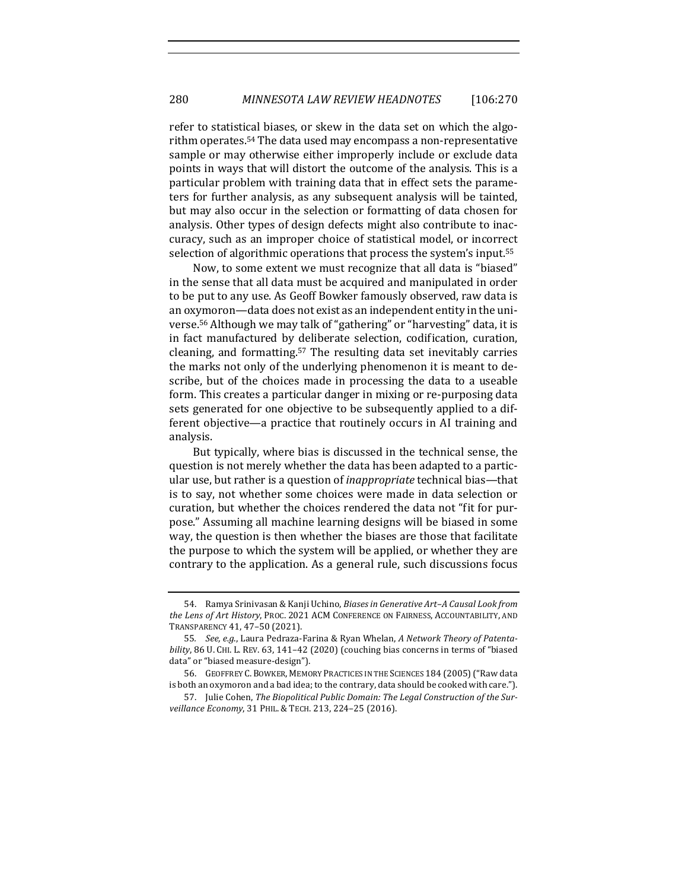refer to statistical biases, or skew in the data set on which the algorithm operates.[54] The data used may encompass a non-representative sample or may otherwise either improperly include or exclude data points in ways that will distort the outcome of the analysis. This is a particular problem with training data that in effect sets the parameters for further analysis, as any subsequent analysis will be tainted, but may also occur in the selection or formatting of data chosen for analysis. Other types of design defects might also contribute to inaccuracy, such as an improper choice of statistical model, or incorrect selection of algorithmic operations that process the system's input.[55]

Now, to some extent we must recognize that all data is "biased" in the sense that all data must be acquired and manipulated in order to be put to any use. As Geoff Bowker famously observed, raw data is an oxymoron—data does not exist as an independent entity in the universe.[56] Although we may talk of "gathering" or "harvesting" data, it is in fact manufactured by deliberate selection, codification, curation, cleaning, and formatting.[57] The resulting data set inevitably carries the marks not only of the underlying phenomenon it is meant to describe, but of the choices made in processing the data to a useable form. This creates a particular danger in mixing or re-purposing data sets generated for one objective to be subsequently applied to a different objective—a practice that routinely occurs in AI training and analysis.

But typically, where bias is discussed in the technical sense, the question is not merely whether the data has been adapted to a particular use, but rather is a question of *inappropriate* technical bias—that is to say, not whether some choices were made in data selection or curation, but whether the choices rendered the data not "fit for purpose." Assuming all machine learning designs will be biased in some way, the question is then whether the biases are those that facilitate the purpose to which the system will be applied, or whether they are contrary to the application. As a general rule, such discussions focus

---

54. Ramya Srinivasan & Kanji Uchino, *Biases in Generative Art–A Causal Look from the Lens of Art History*, PROC. 2021 ACM CONFERENCE ON FAIRNESS, ACCOUNTABILITY, AND TRANSPARENCY 41, 47–50 (2021).

55. *See, e.g.*, Laura Pedraza-Farina & Ryan Whelan, *A Network Theory of Patentability*, 86 U. CHI. L. REV. 63, 141–42 (2020) (couching bias concerns in terms of "biased data" or "biased measure-design").

56. GEOFFREY C. BOWKER, MEMORY PRACTICES IN THE SCIENCES 184 (2005) ("Raw data is both an oxymoron and a bad idea; to the contrary, data should be cooked with care.").

57. Julie Cohen, *The Biopolitical Public Domain: The Legal Construction of the Surveillance Economy*, 31 PHIL. & TECH. 213, 224–25 (2016).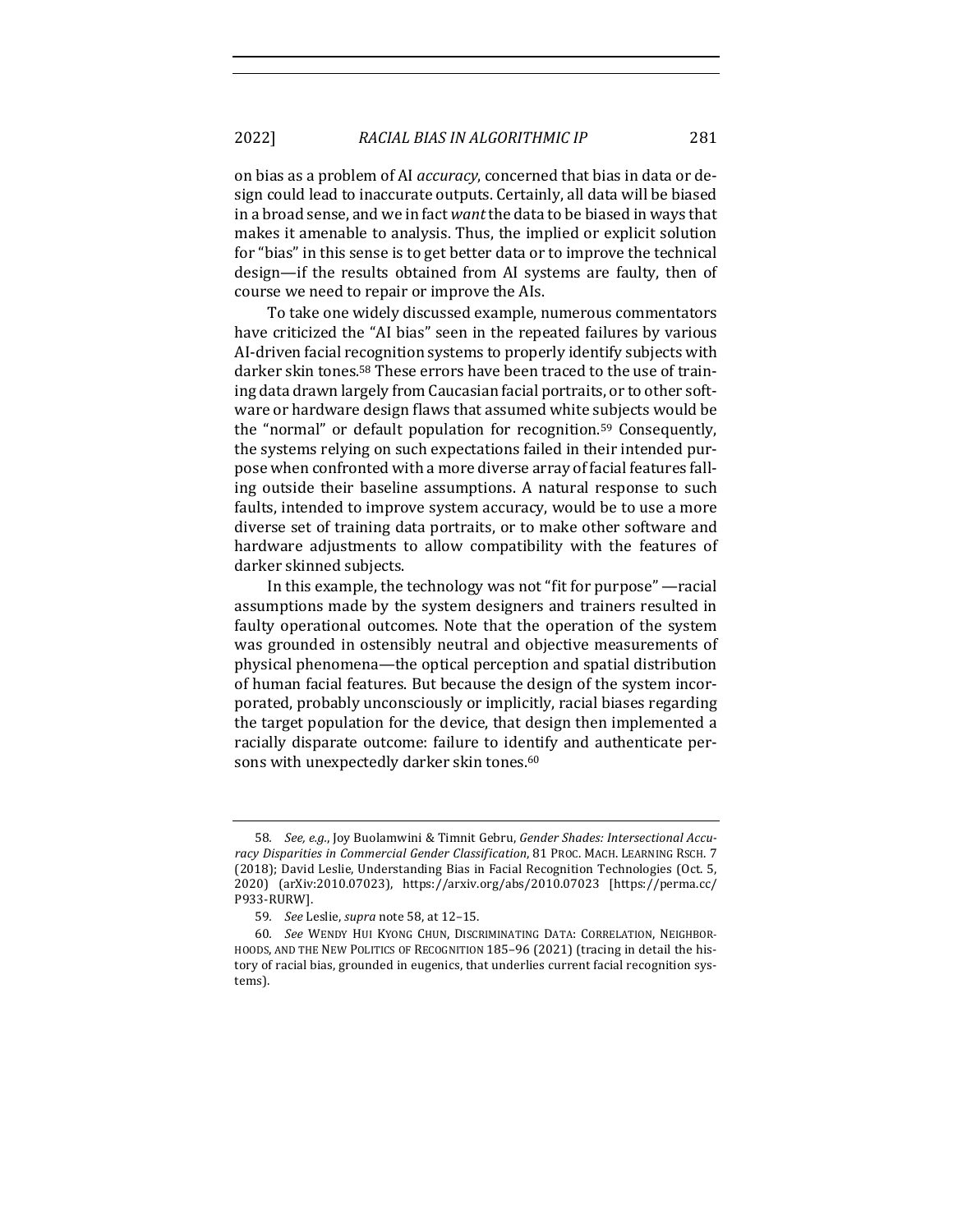on bias as a problem of AI *accuracy*, concerned that bias in data or design could lead to inaccurate outputs. Certainly, all data will be biased in a broad sense, and we in fact *want* the data to be biased in ways that makes it amenable to analysis. Thus, the implied or explicit solution for "bias" in this sense is to get better data or to improve the technical design—if the results obtained from AI systems are faulty, then of course we need to repair or improve the AIs.

To take one widely discussed example, numerous commentators have criticized the "AI bias" seen in the repeated failures by various AI-driven facial recognition systems to properly identify subjects with darker skin tones.[58] These errors have been traced to the use of training data drawn largely from Caucasian facial portraits, or to other software or hardware design flaws that assumed white subjects would be the "normal" or default population for recognition.[59] Consequently, the systems relying on such expectations failed in their intended purpose when confronted with a more diverse array of facial features falling outside their baseline assumptions. A natural response to such faults, intended to improve system accuracy, would be to use a more diverse set of training data portraits, or to make other software and hardware adjustments to allow compatibility with the features of darker skinned subjects.

In this example, the technology was not "fit for purpose" —racial assumptions made by the system designers and trainers resulted in faulty operational outcomes. Note that the operation of the system was grounded in ostensibly neutral and objective measurements of physical phenomena—the optical perception and spatial distribution of human facial features. But because the design of the system incorporated, probably unconsciously or implicitly, racial biases regarding the target population for the device, that design then implemented a racially disparate outcome: failure to identify and authenticate persons with unexpectedly darker skin tones.[60]

---

58. *See, e.g.*, Joy Buolamwini & Timnit Gebru, *Gender Shades: Intersectional Accuracy Disparities in Commercial Gender Classification*, 81 PROC. MACH. LEARNING RSCH. 7 (2018); David Leslie, Understanding Bias in Facial Recognition Technologies (Oct. 5, 2020) (arXiv:2010.07023), https://arxiv.org/abs/2010.07023 [https://perma.cc/P933-RURW].

59. *See* Leslie, *supra* note 58, at 12–15.

60. *See* WENDY HUI KYONG CHUN, DISCRIMINATING DATA: CORRELATION, NEIGHBORHOODS, AND THE NEW POLITICS OF RECOGNITION 185–96 (2021) (tracing in detail the history of racial bias, grounded in eugenics, that underlies current facial recognition systems).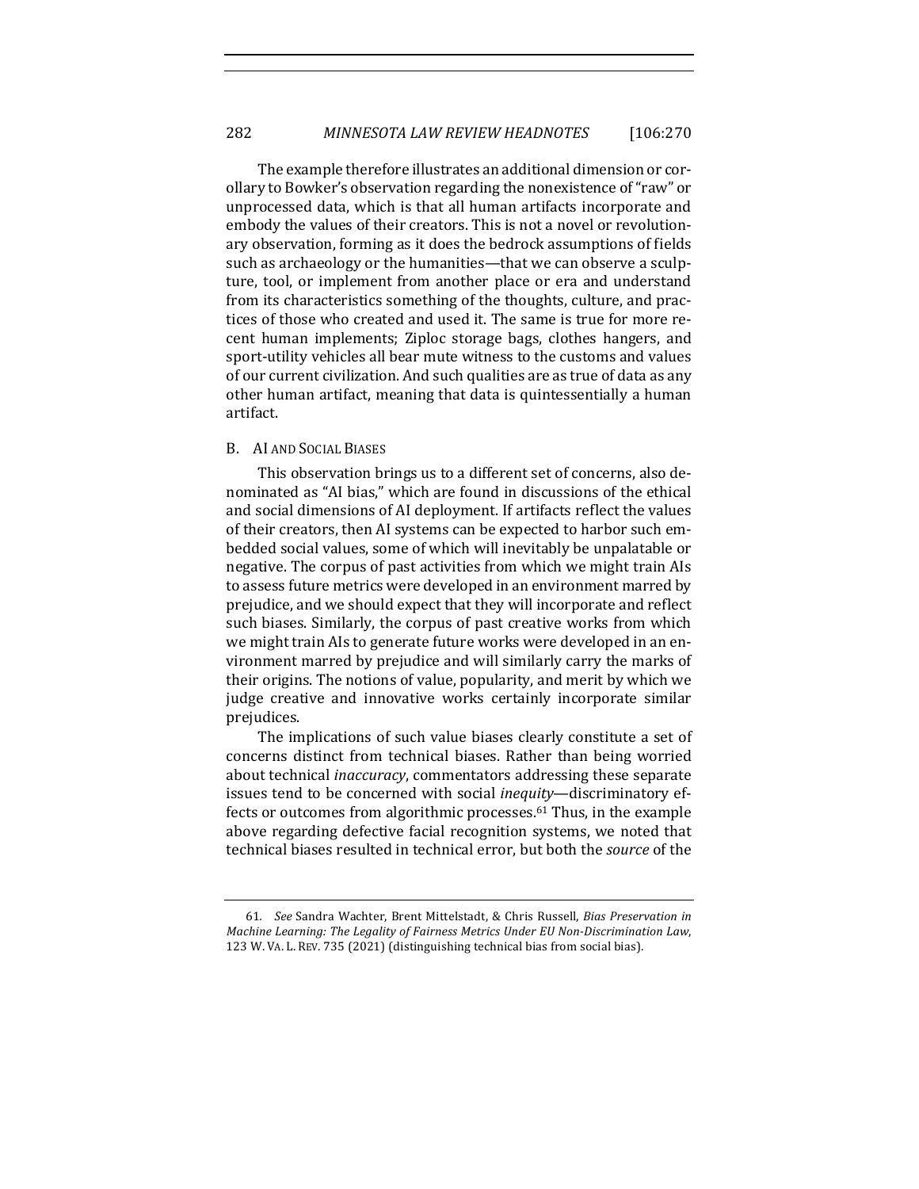The example therefore illustrates an additional dimension or corollary to Bowker's observation regarding the nonexistence of "raw" or unprocessed data, which is that all human artifacts incorporate and embody the values of their creators. This is not a novel or revolutionary observation, forming as it does the bedrock assumptions of fields such as archaeology or the humanities—that we can observe a sculpture, tool, or implement from another place or era and understand from its characteristics something of the thoughts, culture, and practices of those who created and used it. The same is true for more recent human implements; Ziploc storage bags, clothes hangers, and sport-utility vehicles all bear mute witness to the customs and values of our current civilization. And such qualities are as true of data as any other human artifact, meaning that data is quintessentially a human artifact.

### B. AI and Social Biases

This observation brings us to a different set of concerns, also denominated as "AI bias," which are found in discussions of the ethical and social dimensions of AI deployment. If artifacts reflect the values of their creators, then AI systems can be expected to harbor such embedded social values, some of which will inevitably be unpalatable or negative. The corpus of past activities from which we might train AIs to assess future metrics were developed in an environment marred by prejudice, and we should expect that they will incorporate and reflect such biases. Similarly, the corpus of past creative works from which we might train AIs to generate future works were developed in an environment marred by prejudice and will similarly carry the marks of their origins. The notions of value, popularity, and merit by which we judge creative and innovative works certainly incorporate similar prejudices.

The implications of such value biases clearly constitute a set of concerns distinct from technical biases. Rather than being worried about technical *inaccuracy*, commentators addressing these separate issues tend to be concerned with social *inequity*—discriminatory effects or outcomes from algorithmic processes.[61] Thus, in the example above regarding defective facial recognition systems, we noted that technical biases resulted in technical error, but both the *source* of the

---

61. *See* Sandra Wachter, Brent Mittelstadt, & Chris Russell, *Bias Preservation in Machine Learning: The Legality of Fairness Metrics Under EU Non-Discrimination Law*, 123 W. VA. L. REV. 735 (2021) (distinguishing technical bias from social bias).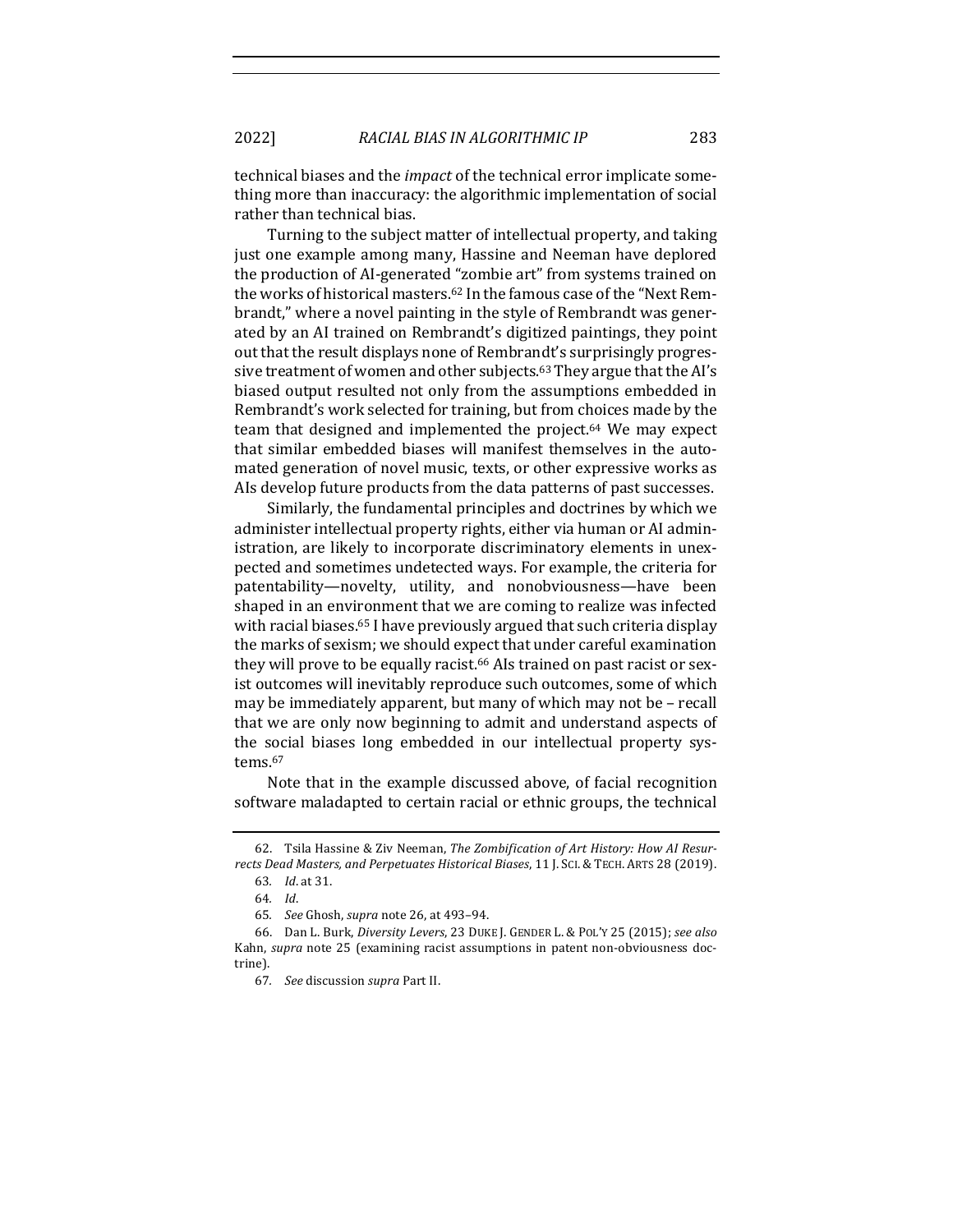technical biases and the *impact* of the technical error implicate something more than inaccuracy: the algorithmic implementation of social rather than technical bias.

Turning to the subject matter of intellectual property, and taking just one example among many, Hassine and Neeman have deplored the production of AI-generated "zombie art" from systems trained on the works of historical masters.[62] In the famous case of the "Next Rembrandt," where a novel painting in the style of Rembrandt was generated by an AI trained on Rembrandt's digitized paintings, they point out that the result displays none of Rembrandt's surprisingly progressive treatment of women and other subjects.[63] They argue that the AI's biased output resulted not only from the assumptions embedded in Rembrandt's work selected for training, but from choices made by the team that designed and implemented the project.[64] We may expect that similar embedded biases will manifest themselves in the automated generation of novel music, texts, or other expressive works as AIs develop future products from the data patterns of past successes.

Similarly, the fundamental principles and doctrines by which we administer intellectual property rights, either via human or AI administration, are likely to incorporate discriminatory elements in unexpected and sometimes undetected ways. For example, the criteria for patentability—novelty, utility, and nonobviousness—have been shaped in an environment that we are coming to realize was infected with racial biases.[65] I have previously argued that such criteria display the marks of sexism; we should expect that under careful examination they will prove to be equally racist.[66] AIs trained on past racist or sexist outcomes will inevitably reproduce such outcomes, some of which may be immediately apparent, but many of which may not be – recall that we are only now beginning to admit and understand aspects of the social biases long embedded in our intellectual property systems.[67]

Note that in the example discussed above, of facial recognition software maladapted to certain racial or ethnic groups, the technical

---

62. Tsila Hassine & Ziv Neeman, *The Zombification of Art History: How AI Resurrects Dead Masters, and Perpetuates Historical Biases*, 11 J. SCI. & TECH. ARTS 28 (2019).

63. *Id.* at 31.

64. *Id.*

65. *See* Ghosh, *supra* note 26, at 493–94.

66. Dan L. Burk, *Diversity Levers*, 23 DUKE J. GENDER L. & POL'Y 25 (2015); *see also* Kahn, *supra* note 25 (examining racist assumptions in patent non-obviousness doctrine).

67. *See* discussion *supra* Part II.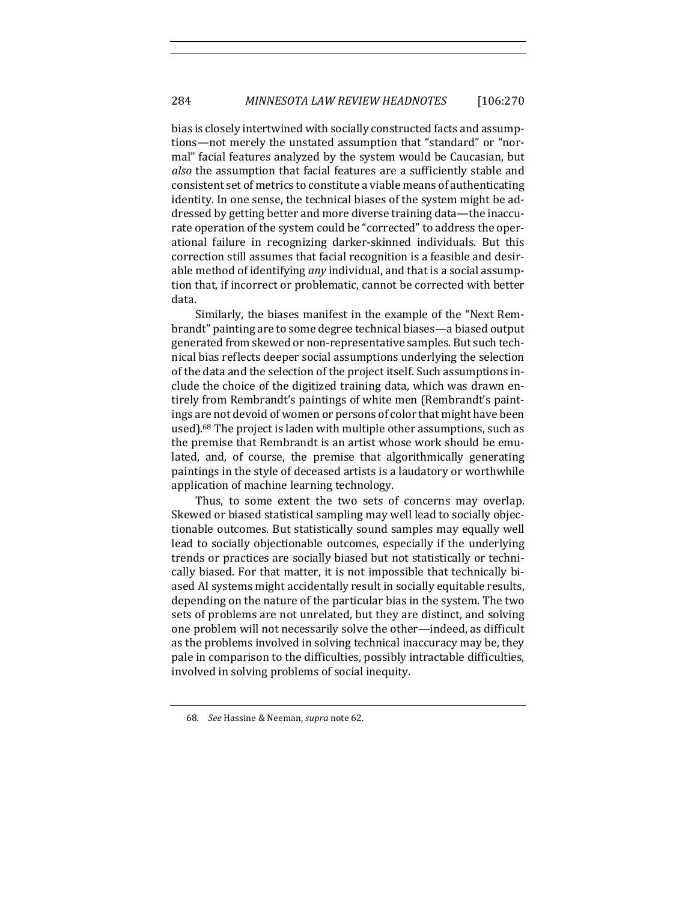bias is closely intertwined with socially constructed facts and assumptions—not merely the unstated assumption that "standard" or "normal" facial features analyzed by the system would be Caucasian, but *also* the assumption that facial features are a sufficiently stable and consistent set of metrics to constitute a viable means of authenticating identity. In one sense, the technical biases of the system might be addressed by getting better and more diverse training data—the inaccurate operation of the system could be "corrected" to address the operational failure in recognizing darker-skinned individuals. But this correction still assumes that facial recognition is a feasible and desirable method of identifying *any* individual, and that is a social assumption that, if incorrect or problematic, cannot be corrected with better data.

Similarly, the biases manifest in the example of the "Next Rembrandt" painting are to some degree technical biases—a biased output generated from skewed or non-representative samples. But such technical bias reflects deeper social assumptions underlying the selection of the data and the selection of the project itself. Such assumptions include the choice of the digitized training data, which was drawn entirely from Rembrandt's paintings of white men (Rembrandt's paintings are not devoid of women or persons of color that might have been used).[68] The project is laden with multiple other assumptions, such as the premise that Rembrandt is an artist whose work should be emulated, and, of course, the premise that algorithmically generating paintings in the style of deceased artists is a laudatory or worthwhile application of machine learning technology.

Thus, to some extent the two sets of concerns may overlap. Skewed or biased statistical sampling may well lead to socially objectionable outcomes. But statistically sound samples may equally well lead to socially objectionable outcomes, especially if the underlying trends or practices are socially biased but not statistically or technically biased. For that matter, it is not impossible that technically biased AI systems might accidentally result in socially equitable results, depending on the nature of the particular bias in the system. The two sets of problems are not unrelated, but they are distinct, and solving one problem will not necessarily solve the other—indeed, as difficult as the problems involved in solving technical inaccuracy may be, they pale in comparison to the difficulties, possibly intractable difficulties, involved in solving problems of social inequity.

68. *See* Hassine & Neeman, *supra* note 62.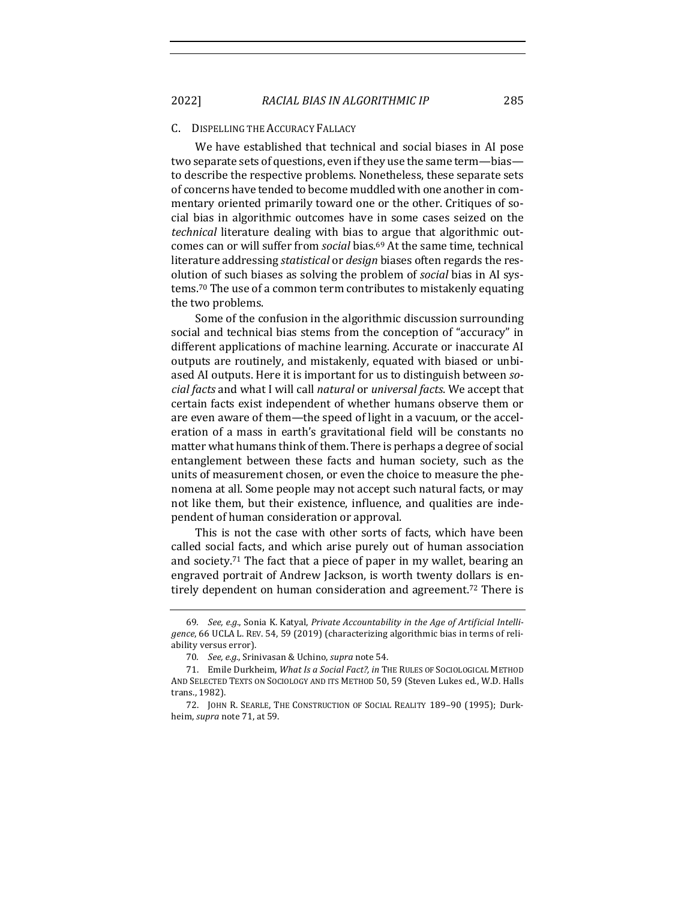### C. Dispelling the Accuracy Fallacy

We have established that technical and social biases in AI pose two separate sets of questions, even if they use the same term—bias—to describe the respective problems. Nonetheless, these separate sets of concerns have tended to become muddled with one another in commentary oriented primarily toward one or the other. Critiques of social bias in algorithmic outcomes have in some cases seized on the *technical* literature dealing with bias to argue that algorithmic outcomes can or will suffer from *social* bias.[69] At the same time, technical literature addressing *statistical* or *design* biases often regards the resolution of such biases as solving the problem of *social* bias in AI systems.[70] The use of a common term contributes to mistakenly equating the two problems.

Some of the confusion in the algorithmic discussion surrounding social and technical bias stems from the conception of "accuracy" in different applications of machine learning. Accurate or inaccurate AI outputs are routinely, and mistakenly, equated with biased or unbiased AI outputs. Here it is important for us to distinguish between *social facts* and what I will call *natural* or *universal facts*. We accept that certain facts exist independent of whether humans observe them or are even aware of them—the speed of light in a vacuum, or the acceleration of a mass in earth's gravitational field will be constants no matter what humans think of them. There is perhaps a degree of social entanglement between these facts and human society, such as the units of measurement chosen, or even the choice to measure the phenomena at all. Some people may not accept such natural facts, or may not like them, but their existence, influence, and qualities are independent of human consideration or approval.

This is not the case with other sorts of facts, which have been called social facts, and which arise purely out of human association and society.[71] The fact that a piece of paper in my wallet, bearing an engraved portrait of Andrew Jackson, is worth twenty dollars is entirely dependent on human consideration and agreement.[72] There is

---

69. *See, e.g.*, Sonia K. Katyal, *Private Accountability in the Age of Artificial Intelligence*, 66 UCLA L. REV. 54, 59 (2019) (characterizing algorithmic bias in terms of reliability versus error).

70. *See, e.g.*, Srinivasan & Uchino, *supra* note 54.

71. Emile Durkheim, *What Is a Social Fact?*, *in* THE RULES OF SOCIOLOGICAL METHOD AND SELECTED TEXTS ON SOCIOLOGY AND ITS METHOD 50, 59 (Steven Lukes ed., W.D. Halls trans., 1982).

72. JOHN R. SEARLE, THE CONSTRUCTION OF SOCIAL REALITY 189–90 (1995); Durkheim, *supra* note 71, at 59.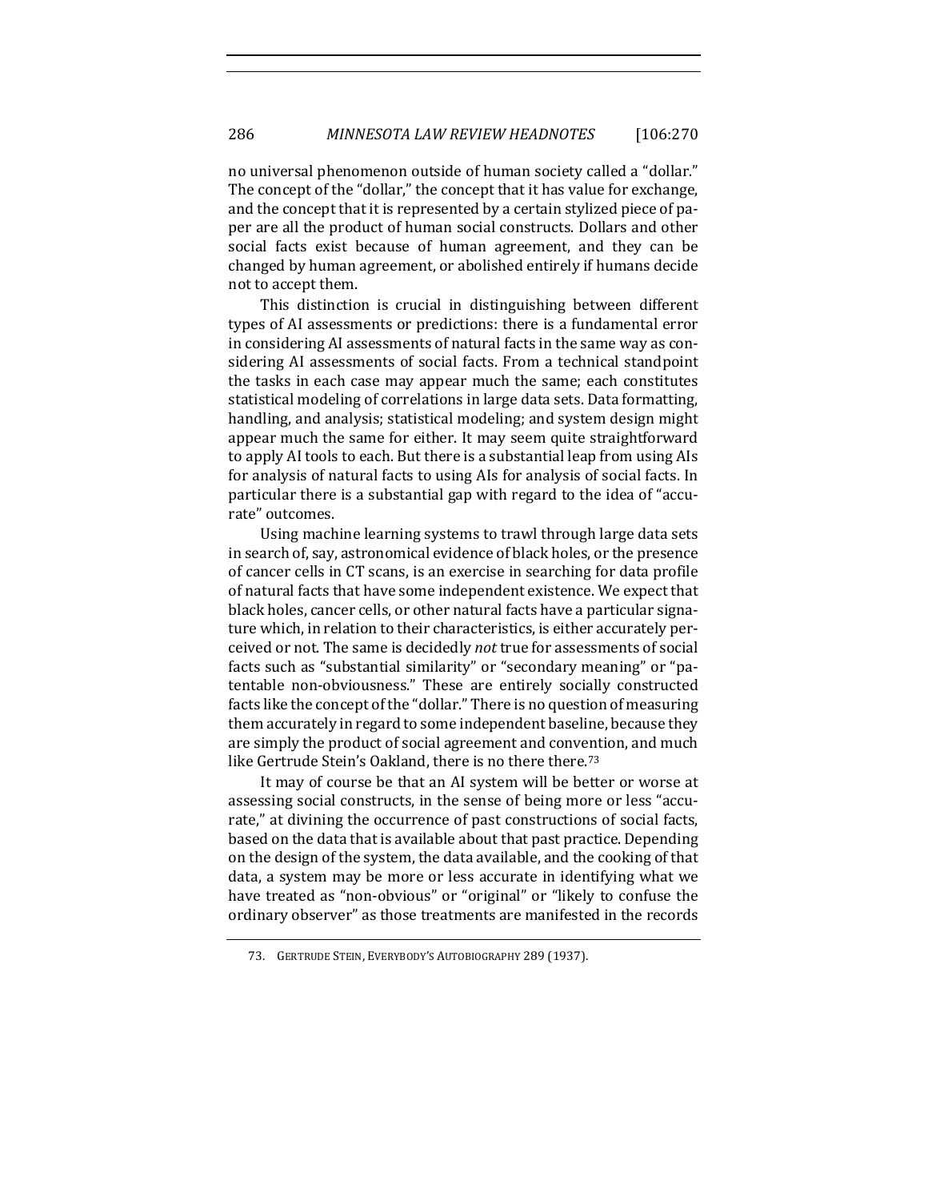no universal phenomenon outside of human society called a "dollar." The concept of the "dollar," the concept that it has value for exchange, and the concept that it is represented by a certain stylized piece of paper are all the product of human social constructs. Dollars and other social facts exist because of human agreement, and they can be changed by human agreement, or abolished entirely if humans decide not to accept them.

This distinction is crucial in distinguishing between different types of AI assessments or predictions: there is a fundamental error in considering AI assessments of natural facts in the same way as considering AI assessments of social facts. From a technical standpoint the tasks in each case may appear much the same; each constitutes statistical modeling of correlations in large data sets. Data formatting, handling, and analysis; statistical modeling; and system design might appear much the same for either. It may seem quite straightforward to apply AI tools to each. But there is a substantial leap from using AIs for analysis of natural facts to using AIs for analysis of social facts. In particular there is a substantial gap with regard to the idea of "accurate" outcomes.

Using machine learning systems to trawl through large data sets in search of, say, astronomical evidence of black holes, or the presence of cancer cells in CT scans, is an exercise in searching for data profile of natural facts that have some independent existence. We expect that black holes, cancer cells, or other natural facts have a particular signature which, in relation to their characteristics, is either accurately perceived or not. The same is decidedly *not* true for assessments of social facts such as "substantial similarity" or "secondary meaning" or "patentable non-obviousness." These are entirely socially constructed facts like the concept of the "dollar." There is no question of measuring them accurately in regard to some independent baseline, because they are simply the product of social agreement and convention, and much like Gertrude Stein's Oakland, there is no there there.[73]

It may of course be that an AI system will be better or worse at assessing social constructs, in the sense of being more or less "accurate," at divining the occurrence of past constructions of social facts, based on the data that is available about that past practice. Depending on the design of the system, the data available, and the cooking of that data, a system may be more or less accurate in identifying what we have treated as "non-obvious" or "original" or "likely to confuse the ordinary observer" as those treatments are manifested in the records

73. GERTRUDE STEIN, EVERYBODY'S AUTOBIOGRAPHY 289 (1937).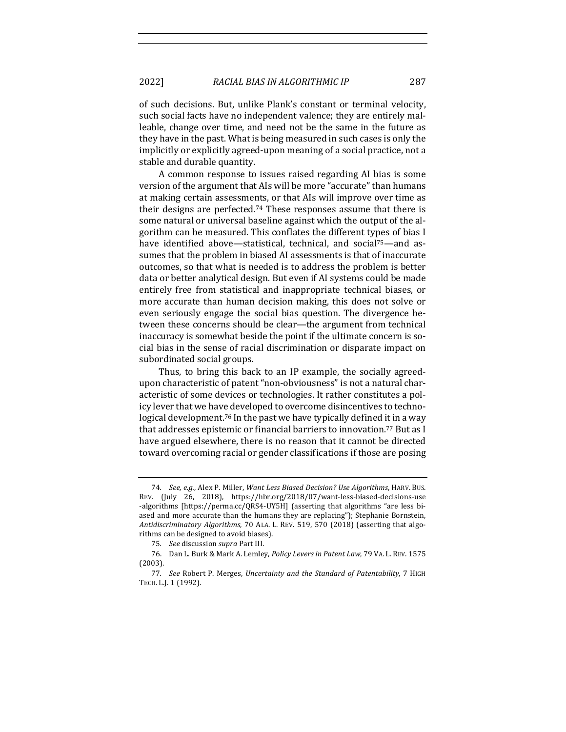of such decisions. But, unlike Plank's constant or terminal velocity, such social facts have no independent valence; they are entirely malleable, change over time, and need not be the same in the future as they have in the past. What is being measured in such cases is only the implicitly or explicitly agreed-upon meaning of a social practice, not a stable and durable quantity.

A common response to issues raised regarding AI bias is some version of the argument that AIs will be more "accurate" than humans at making certain assessments, or that AIs will improve over time as their designs are perfected.[74] These responses assume that there is some natural or universal baseline against which the output of the algorithm can be measured. This conflates the different types of bias I have identified above—statistical, technical, and social[75]—and assumes that the problem in biased AI assessments is that of inaccurate outcomes, so that what is needed is to address the problem is better data or better analytical design. But even if AI systems could be made entirely free from statistical and inappropriate technical biases, or more accurate than human decision making, this does not solve or even seriously engage the social bias question. The divergence between these concerns should be clear—the argument from technical inaccuracy is somewhat beside the point if the ultimate concern is social bias in the sense of racial discrimination or disparate impact on subordinated social groups.

Thus, to bring this back to an IP example, the socially agreed-upon characteristic of patent "non-obviousness" is not a natural characteristic of some devices or technologies. It rather constitutes a policy lever that we have developed to overcome disincentives to technological development.[76] In the past we have typically defined it in a way that addresses epistemic or financial barriers to innovation.[77] But as I have argued elsewhere, there is no reason that it cannot be directed toward overcoming racial or gender classifications if those are posing

---

74. *See, e.g.*, Alex P. Miller, *Want Less Biased Decision? Use Algorithms*, HARV. BUS. REV. (July 26, 2018), https://hbr.org/2018/07/want-less-biased-decisions-use-algorithms [https://perma.cc/QRS4-UY5H] (asserting that algorithms "are less biased and more accurate than the humans they are replacing"); Stephanie Bornstein, *Antidiscriminatory Algorithms*, 70 ALA. L. REV. 519, 570 (2018) (asserting that algorithms can be designed to avoid biases).

75. *See* discussion *supra* Part III.

76. Dan L. Burk & Mark A. Lemley, *Policy Levers in Patent Law*, 79 VA. L. REV. 1575 (2003).

77. *See* Robert P. Merges, *Uncertainty and the Standard of Patentability*, 7 HIGH TECH. L.J. 1 (1992).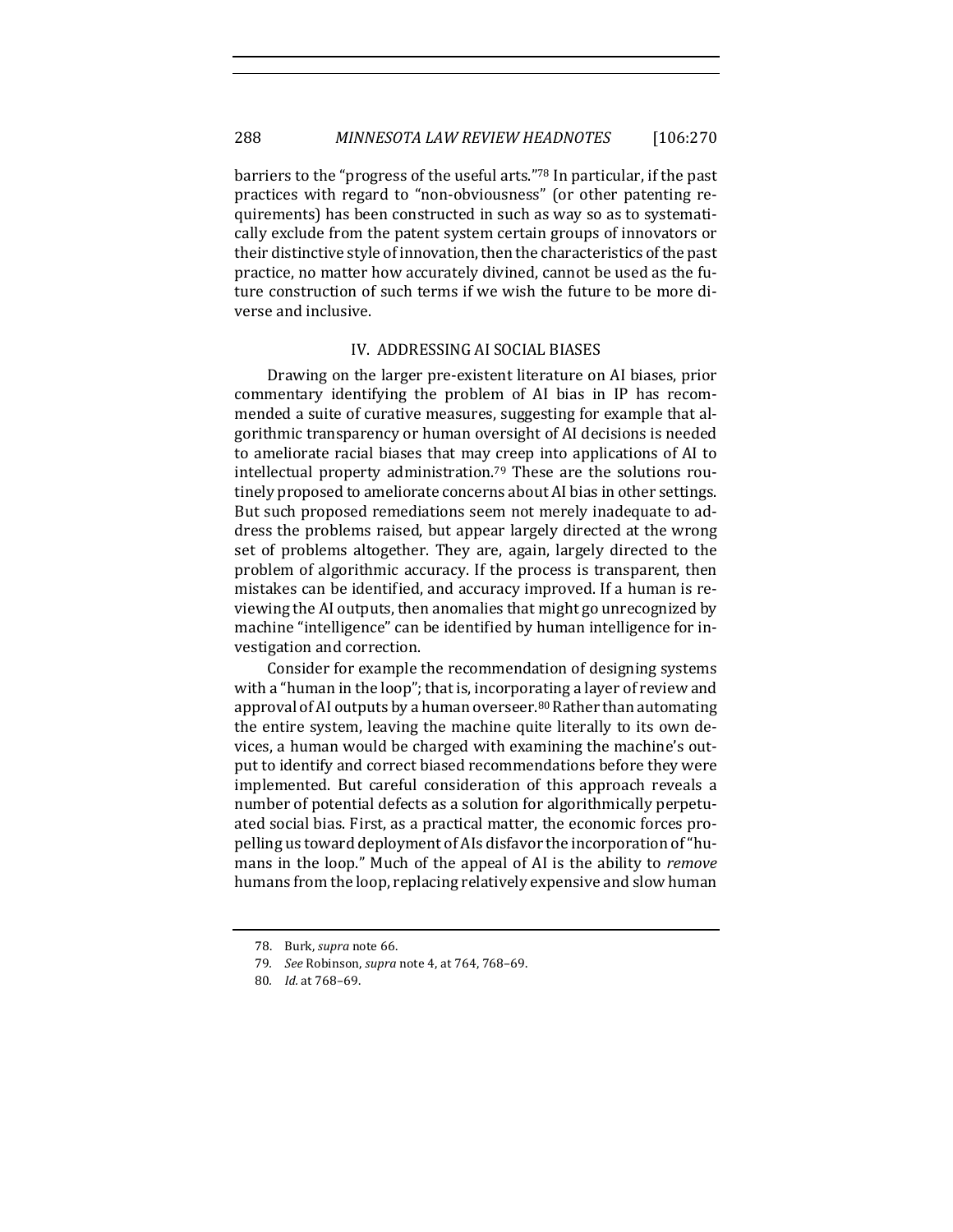barriers to the "progress of the useful arts."[78] In particular, if the past practices with regard to "non-obviousness" (or other patenting requirements) has been constructed in such as way so as to systematically exclude from the patent system certain groups of innovators or their distinctive style of innovation, then the characteristics of the past practice, no matter how accurately divined, cannot be used as the future construction of such terms if we wish the future to be more diverse and inclusive.

## IV. ADDRESSING AI SOCIAL BIASES

Drawing on the larger pre-existent literature on AI biases, prior commentary identifying the problem of AI bias in IP has recommended a suite of curative measures, suggesting for example that algorithmic transparency or human oversight of AI decisions is needed to ameliorate racial biases that may creep into applications of AI to intellectual property administration.[79] These are the solutions routinely proposed to ameliorate concerns about AI bias in other settings. But such proposed remediations seem not merely inadequate to address the problems raised, but appear largely directed at the wrong set of problems altogether. They are, again, largely directed to the problem of algorithmic accuracy. If the process is transparent, then mistakes can be identified, and accuracy improved. If a human is reviewing the AI outputs, then anomalies that might go unrecognized by machine "intelligence" can be identified by human intelligence for investigation and correction.

Consider for example the recommendation of designing systems with a "human in the loop"; that is, incorporating a layer of review and approval of AI outputs by a human overseer.[80] Rather than automating the entire system, leaving the machine quite literally to its own devices, a human would be charged with examining the machine's output to identify and correct biased recommendations before they were implemented. But careful consideration of this approach reveals a number of potential defects as a solution for algorithmically perpetuated social bias. First, as a practical matter, the economic forces propelling us toward deployment of AIs disfavor the incorporation of "humans in the loop." Much of the appeal of AI is the ability to *remove* humans from the loop, replacing relatively expensive and slow human

78. Burk, *supra* note 66.

79. *See* Robinson, *supra* note 4, at 764, 768–69.

80. *Id.* at 768–69.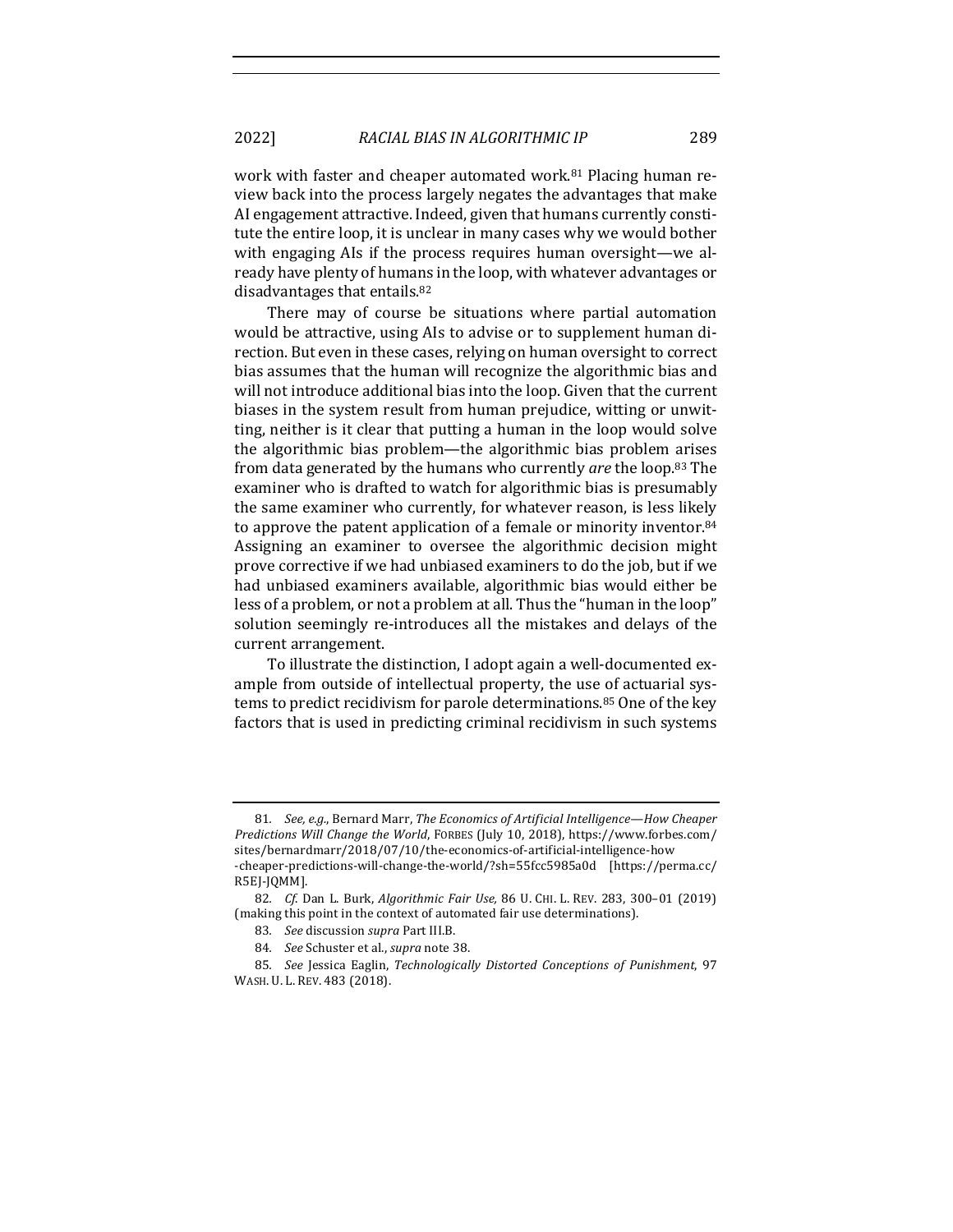work with faster and cheaper automated work.[81] Placing human review back into the process largely negates the advantages that make AI engagement attractive. Indeed, given that humans currently constitute the entire loop, it is unclear in many cases why we would bother with engaging AIs if the process requires human oversight—we already have plenty of humans in the loop, with whatever advantages or disadvantages that entails.[82]

There may of course be situations where partial automation would be attractive, using AIs to advise or to supplement human direction. But even in these cases, relying on human oversight to correct bias assumes that the human will recognize the algorithmic bias and will not introduce additional bias into the loop. Given that the current biases in the system result from human prejudice, witting or unwitting, neither is it clear that putting a human in the loop would solve the algorithmic bias problem—the algorithmic bias problem arises from data generated by the humans who currently *are* the loop.[83] The examiner who is drafted to watch for algorithmic bias is presumably the same examiner who currently, for whatever reason, is less likely to approve the patent application of a female or minority inventor.[84] Assigning an examiner to oversee the algorithmic decision might prove corrective if we had unbiased examiners to do the job, but if we had unbiased examiners available, algorithmic bias would either be less of a problem, or not a problem at all. Thus the "human in the loop" solution seemingly re-introduces all the mistakes and delays of the current arrangement.

To illustrate the distinction, I adopt again a well-documented example from outside of intellectual property, the use of actuarial systems to predict recidivism for parole determinations.[85] One of the key factors that is used in predicting criminal recidivism in such systems

---

81. *See, e.g.*, Bernard Marr, *The Economics of Artificial Intelligence—How Cheaper Predictions Will Change the World*, FORBES (July 10, 2018), https://www.forbes.com/sites/bernardmarr/2018/07/10/the-economics-of-artificial-intelligence-how-cheaper-predictions-will-change-the-world/?sh=55fcc5985a0d [https://perma.cc/R5EJ-JQMM].

82. *Cf.* Dan L. Burk, *Algorithmic Fair Use,* 86 U. CHI. L. REV. 283, 300–01 (2019) (making this point in the context of automated fair use determinations).

83. *See* discussion *supra* Part III.B.

84. *See* Schuster et al., *supra* note 38.

85. *See* Jessica Eaglin, *Technologically Distorted Conceptions of Punishment*, 97 WASH. U. L. REV. 483 (2018).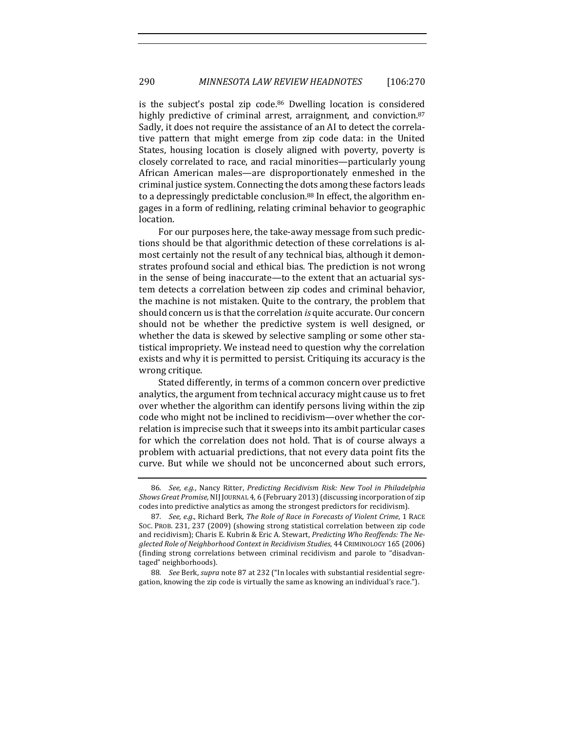is the subject's postal zip code.[86] Dwelling location is considered highly predictive of criminal arrest, arraignment, and conviction.[87] Sadly, it does not require the assistance of an AI to detect the correlative pattern that might emerge from zip code data: in the United States, housing location is closely aligned with poverty, poverty is closely correlated to race, and racial minorities—particularly young African American males—are disproportionately enmeshed in the criminal justice system. Connecting the dots among these factors leads to a depressingly predictable conclusion.[88] In effect, the algorithm engages in a form of redlining, relating criminal behavior to geographic location.

For our purposes here, the take-away message from such predictions should be that algorithmic detection of these correlations is almost certainly not the result of any technical bias, although it demonstrates profound social and ethical bias. The prediction is not wrong in the sense of being inaccurate—to the extent that an actuarial system detects a correlation between zip codes and criminal behavior, the machine is not mistaken. Quite to the contrary, the problem that should concern us is that the correlation *is* quite accurate. Our concern should not be whether the predictive system is well designed, or whether the data is skewed by selective sampling or some other statistical impropriety. We instead need to question why the correlation exists and why it is permitted to persist. Critiquing its accuracy is the wrong critique.

Stated differently, in terms of a common concern over predictive analytics, the argument from technical accuracy might cause us to fret over whether the algorithm can identify persons living within the zip code who might not be inclined to recidivism—over whether the correlation is imprecise such that it sweeps into its ambit particular cases for which the correlation does not hold. That is of course always a problem with actuarial predictions, that not every data point fits the curve. But while we should not be unconcerned about such errors,

---

86. *See, e.g.*, Nancy Ritter, *Predicting Recidivism Risk: New Tool in Philadelphia Shows Great Promise,* NIJ JOURNAL 4, 6 (February 2013) (discussing incorporation of zip codes into predictive analytics as among the strongest predictors for recidivism).

87. *See, e.g.*, Richard Berk, *The Role of Race in Forecasts of Violent Crime*, 1 RACE SOC. PROB. 231, 237 (2009) (showing strong statistical correlation between zip code and recidivism); Charis E. Kubrin & Eric A. Stewart, *Predicting Who Reoffends: The Neglected Role of Neighborhood Context in Recidivism Studies*, 44 CRIMINOLOGY 165 (2006) (finding strong correlations between criminal recidivism and parole to "disadvantaged" neighborhoods).

88. *See* Berk, *supra* note 87 at 232 ("In locales with substantial residential segregation, knowing the zip code is virtually the same as knowing an individual's race.").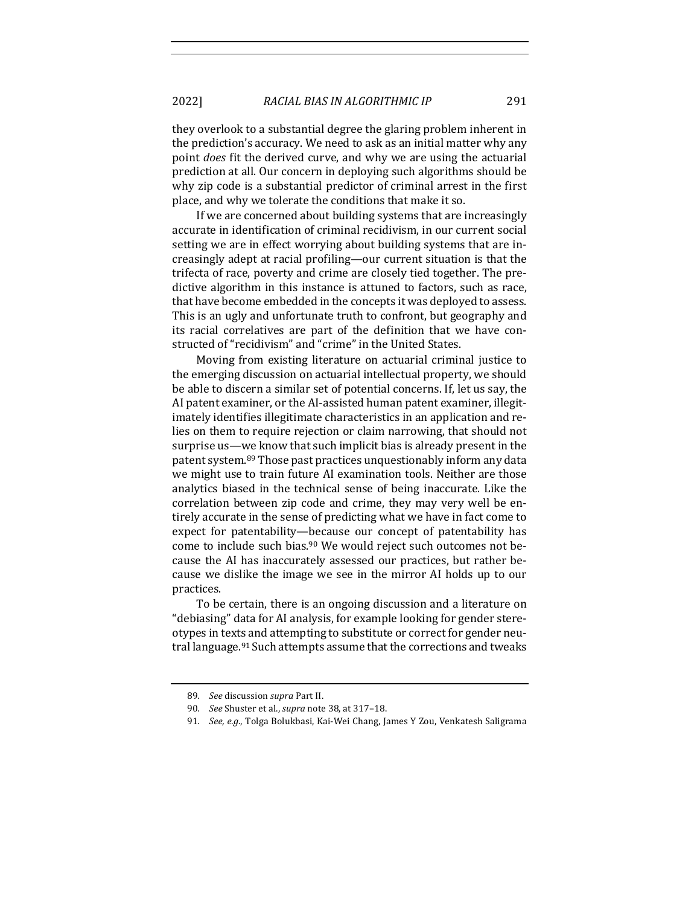they overlook to a substantial degree the glaring problem inherent in the prediction's accuracy. We need to ask as an initial matter why any point *does* fit the derived curve, and why we are using the actuarial prediction at all. Our concern in deploying such algorithms should be why zip code is a substantial predictor of criminal arrest in the first place, and why we tolerate the conditions that make it so.

If we are concerned about building systems that are increasingly accurate in identification of criminal recidivism, in our current social setting we are in effect worrying about building systems that are increasingly adept at racial profiling—our current situation is that the trifecta of race, poverty and crime are closely tied together. The predictive algorithm in this instance is attuned to factors, such as race, that have become embedded in the concepts it was deployed to assess. This is an ugly and unfortunate truth to confront, but geography and its racial correlatives are part of the definition that we have constructed of "recidivism" and "crime" in the United States.

Moving from existing literature on actuarial criminal justice to the emerging discussion on actuarial intellectual property, we should be able to discern a similar set of potential concerns. If, let us say, the AI patent examiner, or the AI-assisted human patent examiner, illegitimately identifies illegitimate characteristics in an application and relies on them to require rejection or claim narrowing, that should not surprise us—we know that such implicit bias is already present in the patent system.[89] Those past practices unquestionably inform any data we might use to train future AI examination tools. Neither are those analytics biased in the technical sense of being inaccurate. Like the correlation between zip code and crime, they may very well be entirely accurate in the sense of predicting what we have in fact come to expect for patentability—because our concept of patentability has come to include such bias.[90] We would reject such outcomes not because the AI has inaccurately assessed our practices, but rather because we dislike the image we see in the mirror AI holds up to our practices.

To be certain, there is an ongoing discussion and a literature on "debiasing" data for AI analysis, for example looking for gender stereotypes in texts and attempting to substitute or correct for gender neutral language.[91] Such attempts assume that the corrections and tweaks

---

89. *See* discussion *supra* Part II.

90. *See* Shuster et al., *supra* note 38, at 317–18.

91. *See, e.g.*, Tolga Bolukbasi, Kai-Wei Chang, James Y Zou, Venkatesh Saligrama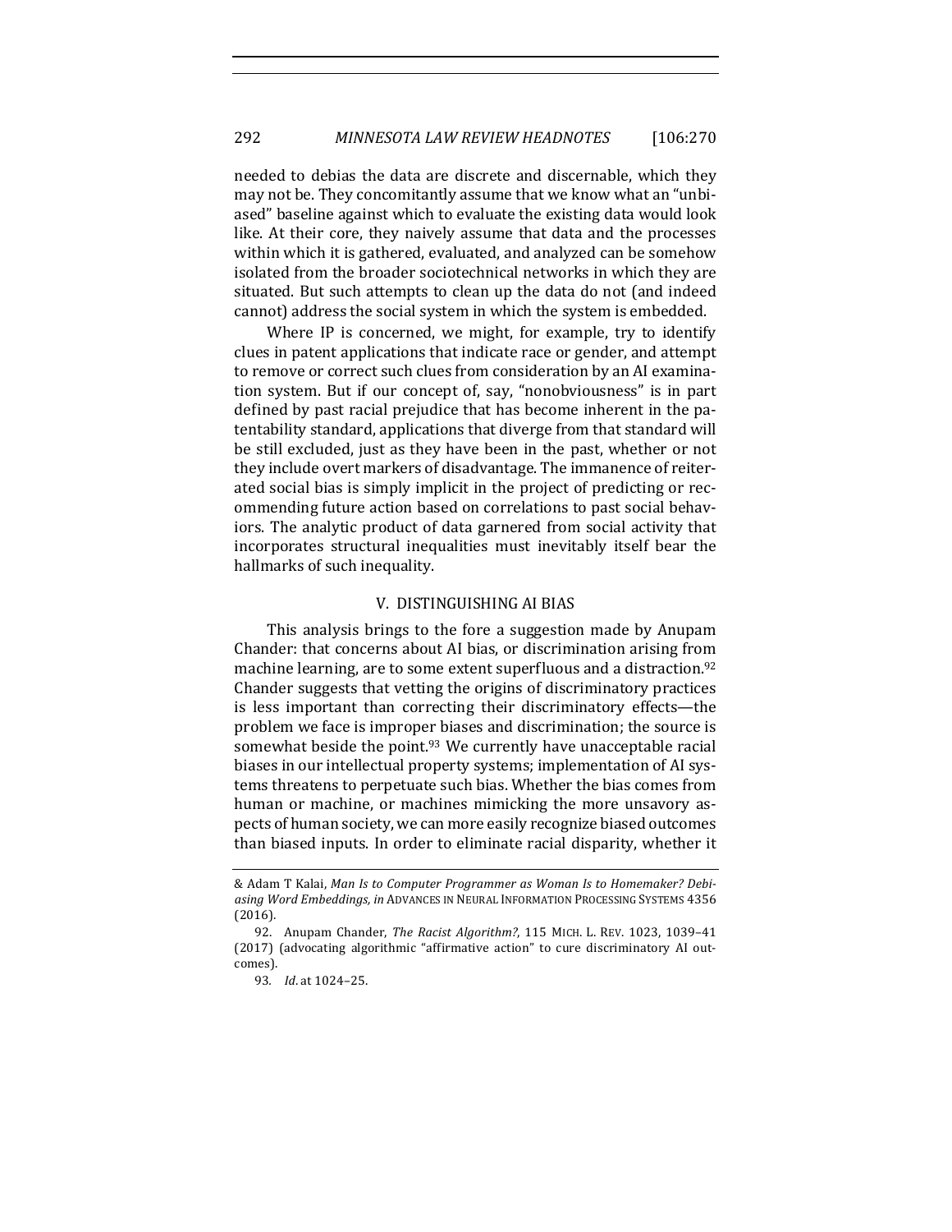needed to debias the data are discrete and discernable, which they may not be. They concomitantly assume that we know what an "unbiased" baseline against which to evaluate the existing data would look like. At their core, they naively assume that data and the processes within which it is gathered, evaluated, and analyzed can be somehow isolated from the broader sociotechnical networks in which they are situated. But such attempts to clean up the data do not (and indeed cannot) address the social system in which the system is embedded.

Where IP is concerned, we might, for example, try to identify clues in patent applications that indicate race or gender, and attempt to remove or correct such clues from consideration by an AI examination system. But if our concept of, say, "nonobviousness" is in part defined by past racial prejudice that has become inherent in the patentability standard, applications that diverge from that standard will be still excluded, just as they have been in the past, whether or not they include overt markers of disadvantage. The immanence of reiterated social bias is simply implicit in the project of predicting or recommending future action based on correlations to past social behaviors. The analytic product of data garnered from social activity that incorporates structural inequalities must inevitably itself bear the hallmarks of such inequality.

## V. DISTINGUISHING AI BIAS

This analysis brings to the fore a suggestion made by Anupam Chander: that concerns about AI bias, or discrimination arising from machine learning, are to some extent superfluous and a distraction.[92] Chander suggests that vetting the origins of discriminatory practices is less important than correcting their discriminatory effects—the problem we face is improper biases and discrimination; the source is somewhat beside the point.[93] We currently have unacceptable racial biases in our intellectual property systems; implementation of AI systems threatens to perpetuate such bias. Whether the bias comes from human or machine, or machines mimicking the more unsavory aspects of human society, we can more easily recognize biased outcomes than biased inputs. In order to eliminate racial disparity, whether it

---

& Adam T Kalai, *Man Is to Computer Programmer as Woman Is to Homemaker? Debiasing Word Embeddings*, *in* ADVANCES IN NEURAL INFORMATION PROCESSING SYSTEMS 4356 (2016).

92. Anupam Chander, *The Racist Algorithm?*, 115 MICH. L. REV. 1023, 1039–41 (2017) (advocating algorithmic "affirmative action" to cure discriminatory AI outcomes).

93. *Id.* at 1024–25.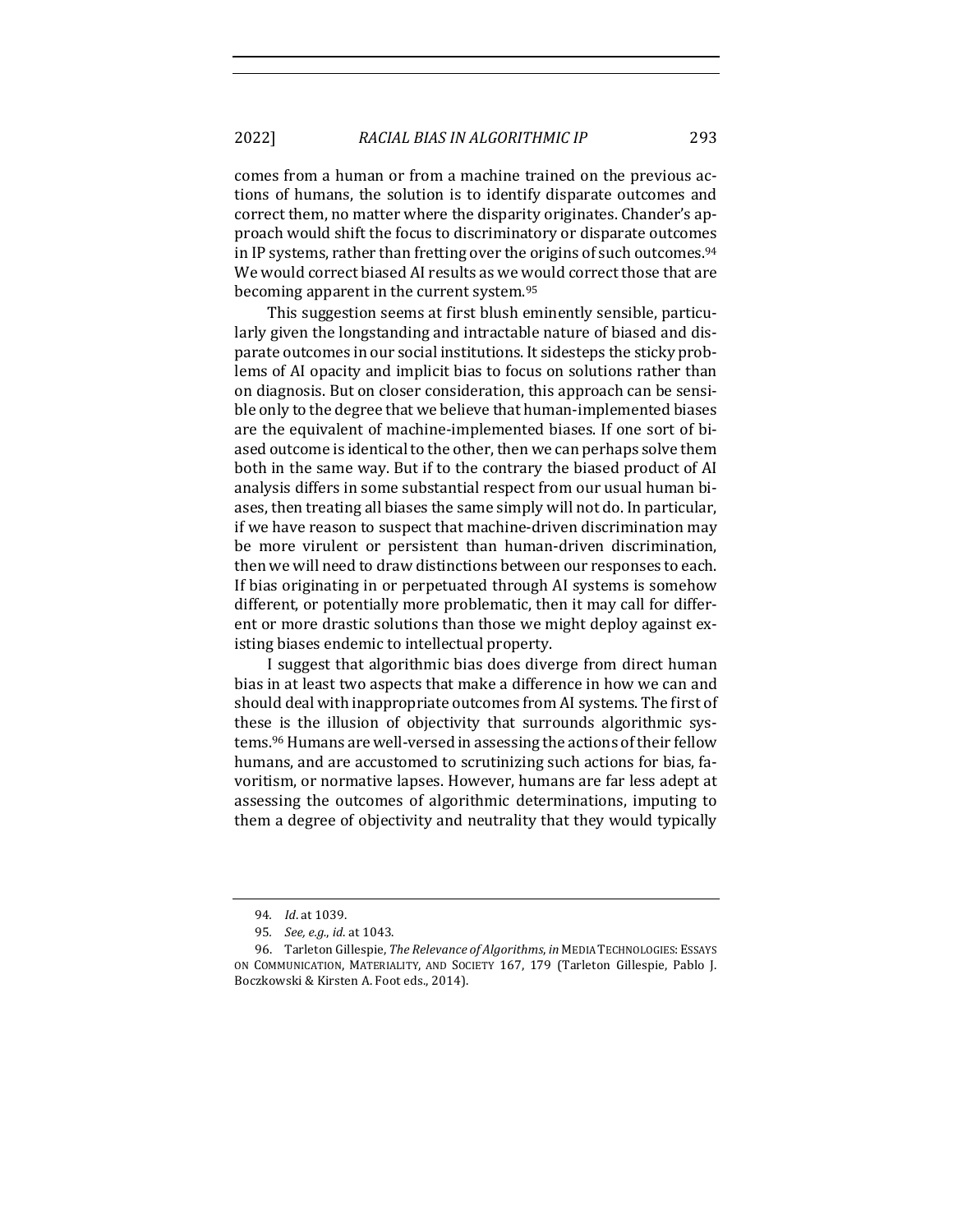comes from a human or from a machine trained on the previous actions of humans, the solution is to identify disparate outcomes and correct them, no matter where the disparity originates. Chander's approach would shift the focus to discriminatory or disparate outcomes in IP systems, rather than fretting over the origins of such outcomes.[94] We would correct biased AI results as we would correct those that are becoming apparent in the current system.[95]

This suggestion seems at first blush eminently sensible, particularly given the longstanding and intractable nature of biased and disparate outcomes in our social institutions. It sidesteps the sticky problems of AI opacity and implicit bias to focus on solutions rather than on diagnosis. But on closer consideration, this approach can be sensible only to the degree that we believe that human-implemented biases are the equivalent of machine-implemented biases. If one sort of biased outcome is identical to the other, then we can perhaps solve them both in the same way. But if to the contrary the biased product of AI analysis differs in some substantial respect from our usual human biases, then treating all biases the same simply will not do. In particular, if we have reason to suspect that machine-driven discrimination may be more virulent or persistent than human-driven discrimination, then we will need to draw distinctions between our responses to each. If bias originating in or perpetuated through AI systems is somehow different, or potentially more problematic, then it may call for different or more drastic solutions than those we might deploy against existing biases endemic to intellectual property.

I suggest that algorithmic bias does diverge from direct human bias in at least two aspects that make a difference in how we can and should deal with inappropriate outcomes from AI systems. The first of these is the illusion of objectivity that surrounds algorithmic systems.[96] Humans are well-versed in assessing the actions of their fellow humans, and are accustomed to scrutinizing such actions for bias, favoritism, or normative lapses. However, humans are far less adept at assessing the outcomes of algorithmic determinations, imputing to them a degree of objectivity and neutrality that they would typically

---

94. *Id.* at 1039.

95. *See, e.g.*, *id.* at 1043.

96. Tarleton Gillespie, *The Relevance of Algorithms*, *in* MEDIA TECHNOLOGIES: ESSAYS ON COMMUNICATION, MATERIALITY, AND SOCIETY 167, 179 (Tarleton Gillespie, Pablo J. Boczkowski & Kirsten A. Foot eds., 2014).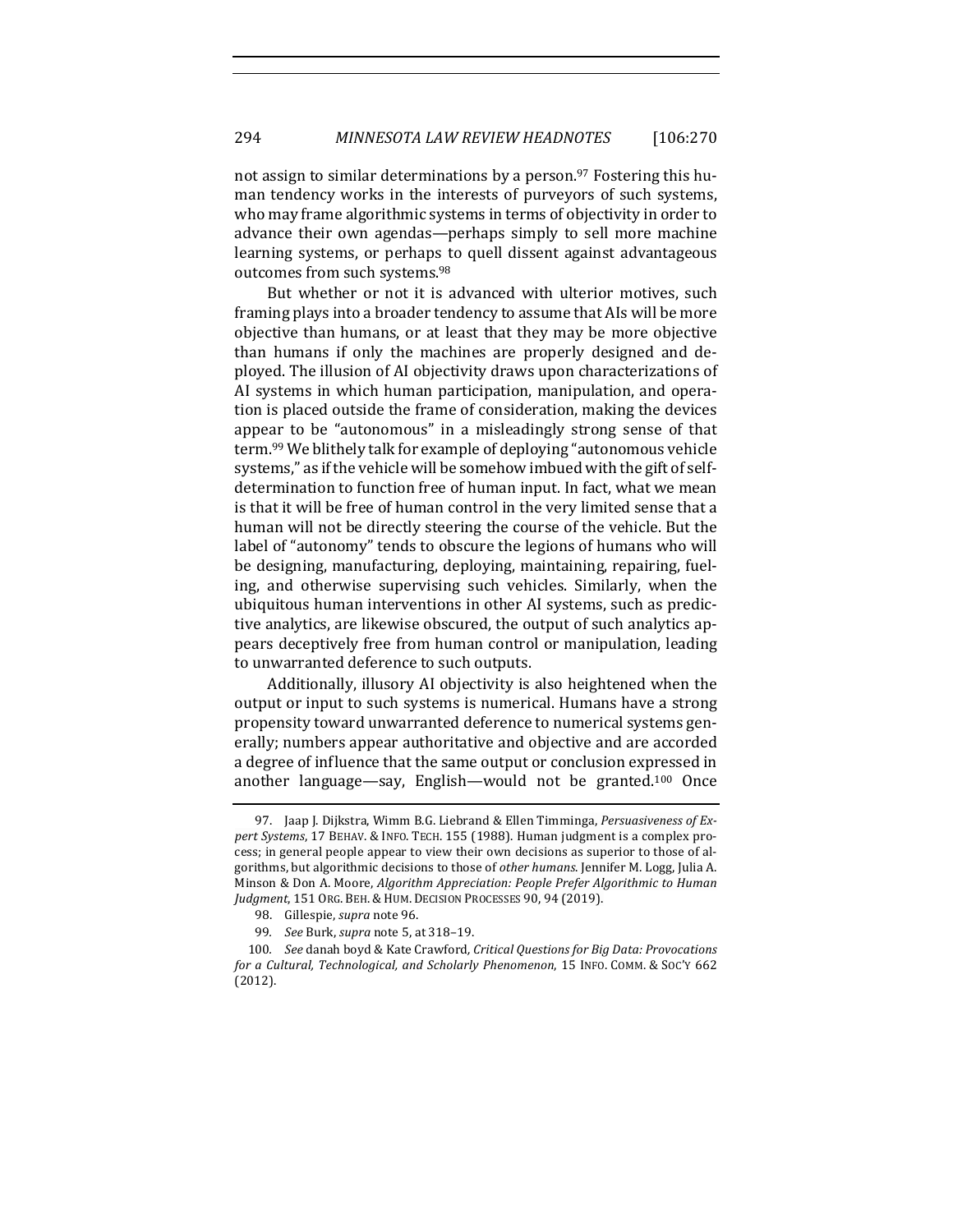not assign to similar determinations by a person.[97] Fostering this human tendency works in the interests of purveyors of such systems, who may frame algorithmic systems in terms of objectivity in order to advance their own agendas—perhaps simply to sell more machine learning systems, or perhaps to quell dissent against advantageous outcomes from such systems.[98]

But whether or not it is advanced with ulterior motives, such framing plays into a broader tendency to assume that AIs will be more objective than humans, or at least that they may be more objective than humans if only the machines are properly designed and deployed. The illusion of AI objectivity draws upon characterizations of AI systems in which human participation, manipulation, and operation is placed outside the frame of consideration, making the devices appear to be "autonomous" in a misleadingly strong sense of that term.[99] We blithely talk for example of deploying "autonomous vehicle systems," as if the vehicle will be somehow imbued with the gift of self-determination to function free of human input. In fact, what we mean is that it will be free of human control in the very limited sense that a human will not be directly steering the course of the vehicle. But the label of "autonomy" tends to obscure the legions of humans who will be designing, manufacturing, deploying, maintaining, repairing, fueling, and otherwise supervising such vehicles. Similarly, when the ubiquitous human interventions in other AI systems, such as predictive analytics, are likewise obscured, the output of such analytics appears deceptively free from human control or manipulation, leading to unwarranted deference to such outputs.

Additionally, illusory AI objectivity is also heightened when the output or input to such systems is numerical. Humans have a strong propensity toward unwarranted deference to numerical systems generally; numbers appear authoritative and objective and are accorded a degree of influence that the same output or conclusion expressed in another language—say, English—would not be granted.[100] Once

---

97. Jaap J. Dijkstra, Wimm B.G. Liebrand & Ellen Timminga, *Persuasiveness of Expert Systems*, 17 BEHAV. & INFO. TECH. 155 (1988). Human judgment is a complex process; in general people appear to view their own decisions as superior to those of algorithms, but algorithmic decisions to those of *other humans*. Jennifer M. Logg, Julia A. Minson & Don A. Moore, *Algorithm Appreciation: People Prefer Algorithmic to Human Judgment*, 151 ORG. BEH. & HUM. DECISION PROCESSES 90, 94 (2019).

98. Gillespie, *supra* note 96.

99. *See* Burk, *supra* note 5, at 318–19.

100. *See* danah boyd & Kate Crawford, *Critical Questions for Big Data: Provocations for a Cultural, Technological, and Scholarly Phenomenon*, 15 INFO. COMM. & SOC'Y 662 (2012).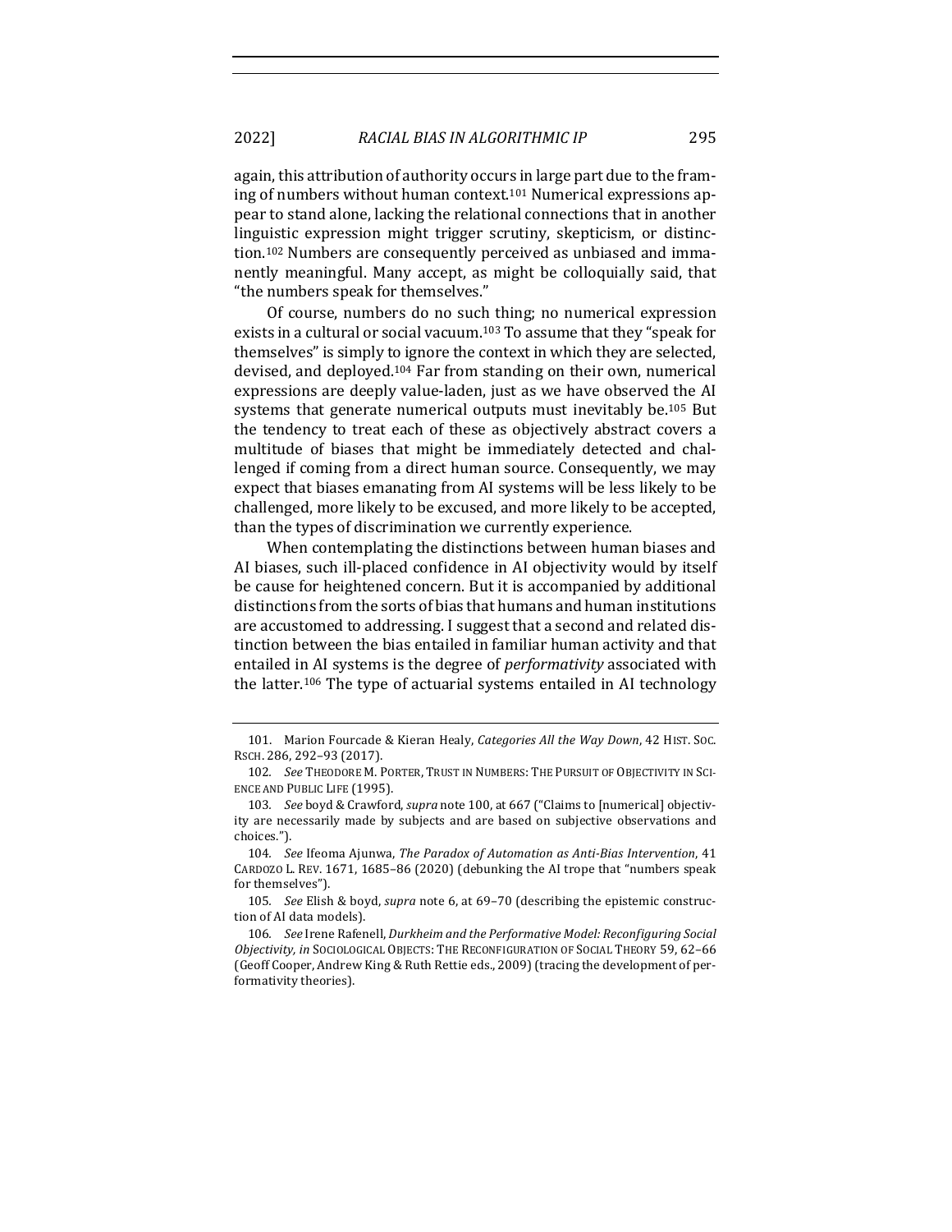again, this attribution of authority occurs in large part due to the framing of numbers without human context.[101] Numerical expressions appear to stand alone, lacking the relational connections that in another linguistic expression might trigger scrutiny, skepticism, or distinction.[102] Numbers are consequently perceived as unbiased and immanently meaningful. Many accept, as might be colloquially said, that "the numbers speak for themselves."

Of course, numbers do no such thing; no numerical expression exists in a cultural or social vacuum.[103] To assume that they "speak for themselves" is simply to ignore the context in which they are selected, devised, and deployed.[104] Far from standing on their own, numerical expressions are deeply value-laden, just as we have observed the AI systems that generate numerical outputs must inevitably be.[105] But the tendency to treat each of these as objectively abstract covers a multitude of biases that might be immediately detected and challenged if coming from a direct human source. Consequently, we may expect that biases emanating from AI systems will be less likely to be challenged, more likely to be excused, and more likely to be accepted, than the types of discrimination we currently experience.

When contemplating the distinctions between human biases and AI biases, such ill-placed confidence in AI objectivity would by itself be cause for heightened concern. But it is accompanied by additional distinctions from the sorts of bias that humans and human institutions are accustomed to addressing. I suggest that a second and related distinction between the bias entailed in familiar human activity and that entailed in AI systems is the degree of *performativity* associated with the latter.[106] The type of actuarial systems entailed in AI technology

---

101. Marion Fourcade & Kieran Healy, *Categories All the Way Down*, 42 HIST. SOC. RSCH. 286, 292–93 (2017).

102. *See* THEODORE M. PORTER, TRUST IN NUMBERS: THE PURSUIT OF OBJECTIVITY IN SCIENCE AND PUBLIC LIFE (1995).

103. *See* boyd & Crawford, *supra* note 100, at 667 ("Claims to [numerical] objectivity are necessarily made by subjects and are based on subjective observations and choices.").

104. *See* Ifeoma Ajunwa, *The Paradox of Automation as Anti-Bias Intervention*, 41 CARDOZO L. REV. 1671, 1685–86 (2020) (debunking the AI trope that "numbers speak for themselves").

105. *See* Elish & boyd, *supra* note 6, at 69–70 (describing the epistemic construction of AI data models).

106. *See* Irene Rafenell, *Durkheim and the Performative Model: Reconfiguring Social Objectivity, in* SOCIOLOGICAL OBJECTS: THE RECONFIGURATION OF SOCIAL THEORY 59, 62–66 (Geoff Cooper, Andrew King & Ruth Rettie eds., 2009) (tracing the development of performativity theories).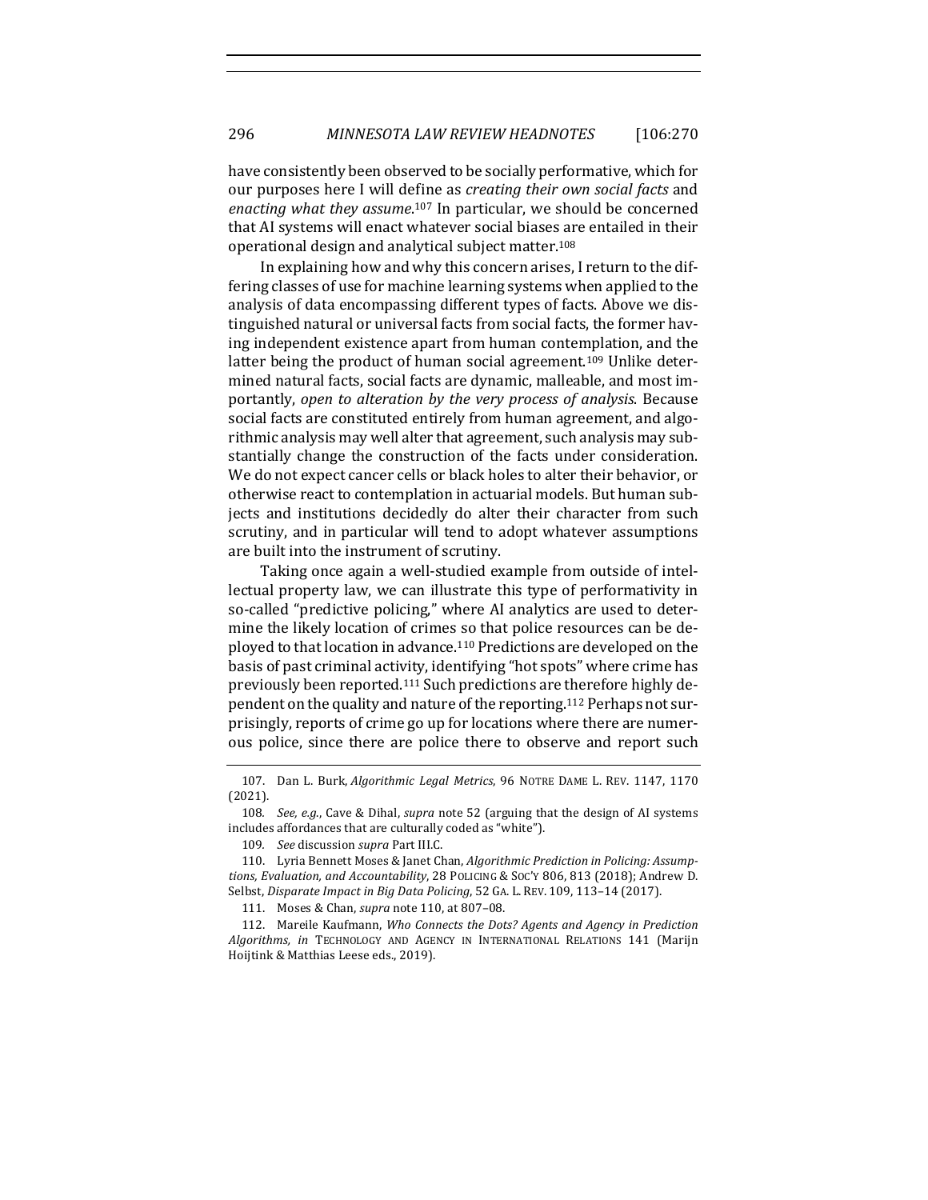have consistently been observed to be socially performative, which for our purposes here I will define as *creating their own social facts* and *enacting what they assume*.[107] In particular, we should be concerned that AI systems will enact whatever social biases are entailed in their operational design and analytical subject matter.[108]

In explaining how and why this concern arises, I return to the differing classes of use for machine learning systems when applied to the analysis of data encompassing different types of facts. Above we distinguished natural or universal facts from social facts, the former having independent existence apart from human contemplation, and the latter being the product of human social agreement.[109] Unlike determined natural facts, social facts are dynamic, malleable, and most importantly, *open to alteration by the very process of analysis*. Because social facts are constituted entirely from human agreement, and algorithmic analysis may well alter that agreement, such analysis may substantially change the construction of the facts under consideration. We do not expect cancer cells or black holes to alter their behavior, or otherwise react to contemplation in actuarial models. But human subjects and institutions decidedly do alter their character from such scrutiny, and in particular will tend to adopt whatever assumptions are built into the instrument of scrutiny.

Taking once again a well-studied example from outside of intellectual property law, we can illustrate this type of performativity in so-called "predictive policing," where AI analytics are used to determine the likely location of crimes so that police resources can be deployed to that location in advance.[110] Predictions are developed on the basis of past criminal activity, identifying "hot spots" where crime has previously been reported.[111] Such predictions are therefore highly dependent on the quality and nature of the reporting.[112] Perhaps not surprisingly, reports of crime go up for locations where there are numerous police, since there are police there to observe and report such

---

107. Dan L. Burk, *Algorithmic Legal Metrics*, 96 NOTRE DAME L. REV. 1147, 1170 (2021).

108. *See, e.g.*, Cave & Dihal, *supra* note 52 (arguing that the design of AI systems includes affordances that are culturally coded as "white").

109. *See* discussion *supra* Part III.C.

110. Lyria Bennett Moses & Janet Chan, *Algorithmic Prediction in Policing: Assumptions, Evaluation, and Accountability*, 28 POLICING & SOC'Y 806, 813 (2018); Andrew D. Selbst, *Disparate Impact in Big Data Policing*, 52 GA. L. REV. 109, 113–14 (2017).

111. Moses & Chan, *supra* note 110, at 807–08.

112. Mareile Kaufmann, *Who Connects the Dots? Agents and Agency in Prediction Algorithms*, *in* TECHNOLOGY AND AGENCY IN INTERNATIONAL RELATIONS 141 (Marijn Hoijtink & Matthias Leese eds., 2019).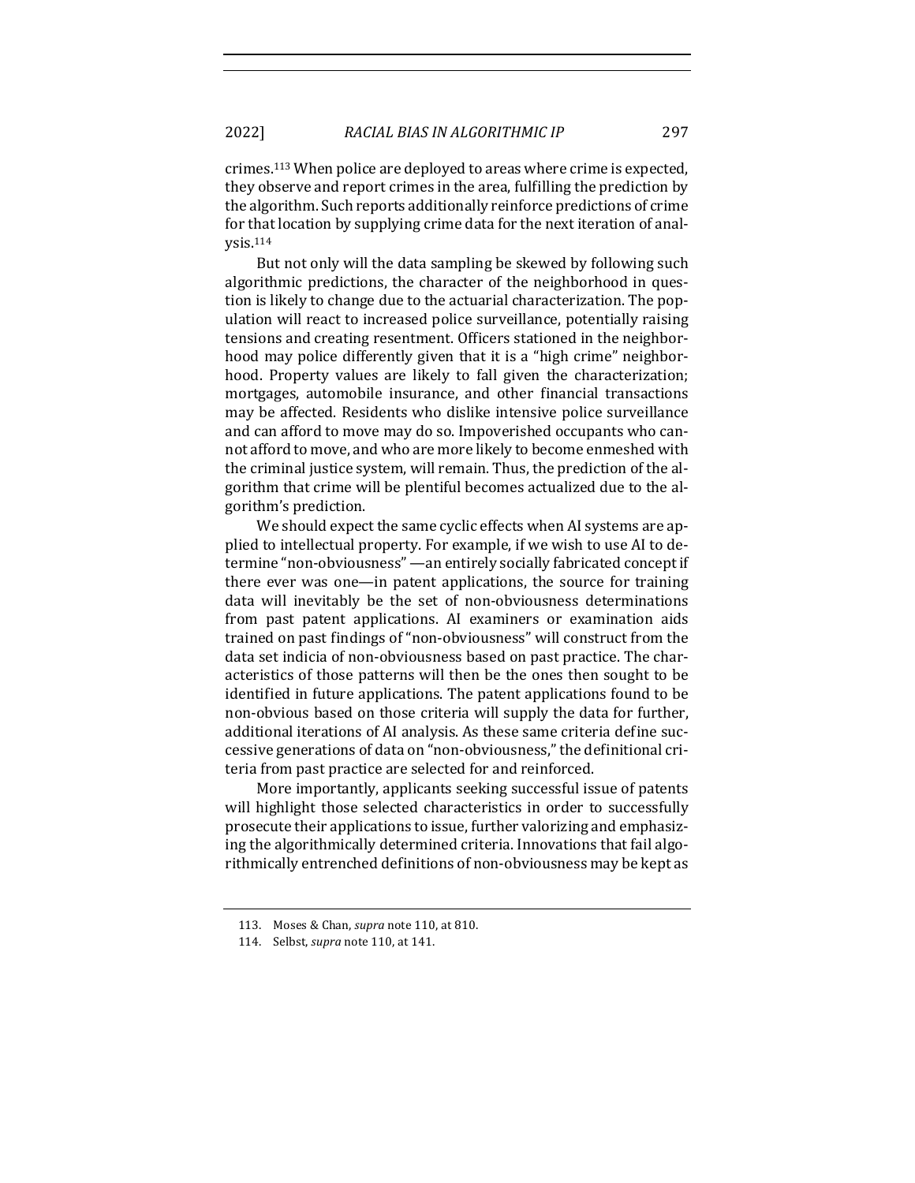crimes.[113] When police are deployed to areas where crime is expected, they observe and report crimes in the area, fulfilling the prediction by the algorithm. Such reports additionally reinforce predictions of crime for that location by supplying crime data for the next iteration of analysis.[114]

But not only will the data sampling be skewed by following such algorithmic predictions, the character of the neighborhood in question is likely to change due to the actuarial characterization. The population will react to increased police surveillance, potentially raising tensions and creating resentment. Officers stationed in the neighborhood may police differently given that it is a "high crime" neighborhood. Property values are likely to fall given the characterization; mortgages, automobile insurance, and other financial transactions may be affected. Residents who dislike intensive police surveillance and can afford to move may do so. Impoverished occupants who cannot afford to move, and who are more likely to become enmeshed with the criminal justice system, will remain. Thus, the prediction of the algorithm that crime will be plentiful becomes actualized due to the algorithm's prediction.

We should expect the same cyclic effects when AI systems are applied to intellectual property. For example, if we wish to use AI to determine "non-obviousness" —an entirely socially fabricated concept if there ever was one—in patent applications, the source for training data will inevitably be the set of non-obviousness determinations from past patent applications. AI examiners or examination aids trained on past findings of "non-obviousness" will construct from the data set indicia of non-obviousness based on past practice. The characteristics of those patterns will then be the ones then sought to be identified in future applications. The patent applications found to be non-obvious based on those criteria will supply the data for further, additional iterations of AI analysis. As these same criteria define successive generations of data on "non-obviousness," the definitional criteria from past practice are selected for and reinforced.

More importantly, applicants seeking successful issue of patents will highlight those selected characteristics in order to successfully prosecute their applications to issue, further valorizing and emphasizing the algorithmically determined criteria. Innovations that fail algorithmically entrenched definitions of non-obviousness may be kept as

---

113. Moses & Chan, *supra* note 110, at 810.

114. Selbst, *supra* note 110, at 141.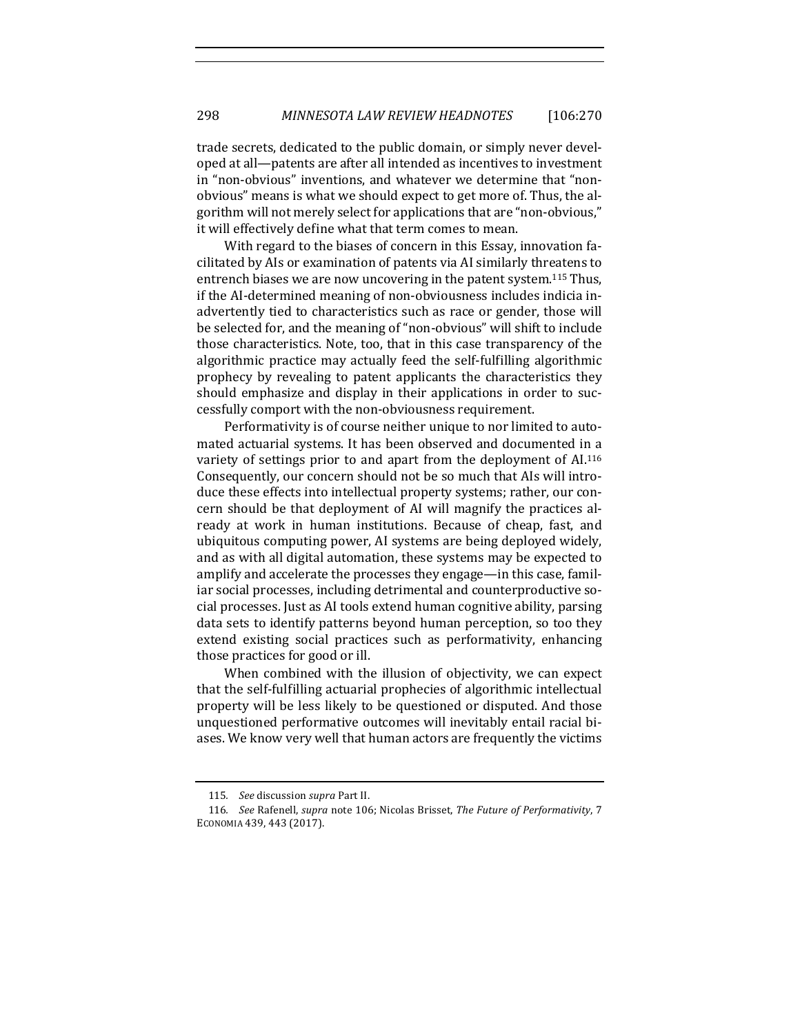trade secrets, dedicated to the public domain, or simply never developed at all—patents are after all intended as incentives to investment in "non-obvious" inventions, and whatever we determine that "non-obvious" means is what we should expect to get more of. Thus, the algorithm will not merely select for applications that are "non-obvious," it will effectively define what that term comes to mean.

With regard to the biases of concern in this Essay, innovation facilitated by AIs or examination of patents via AI similarly threatens to entrench biases we are now uncovering in the patent system.[115] Thus, if the AI-determined meaning of non-obviousness includes indicia inadvertently tied to characteristics such as race or gender, those will be selected for, and the meaning of "non-obvious" will shift to include those characteristics. Note, too, that in this case transparency of the algorithmic practice may actually feed the self-fulfilling algorithmic prophecy by revealing to patent applicants the characteristics they should emphasize and display in their applications in order to successfully comport with the non-obviousness requirement.

Performativity is of course neither unique to nor limited to automated actuarial systems. It has been observed and documented in a variety of settings prior to and apart from the deployment of AI.[116] Consequently, our concern should not be so much that AIs will introduce these effects into intellectual property systems; rather, our concern should be that deployment of AI will magnify the practices already at work in human institutions. Because of cheap, fast, and ubiquitous computing power, AI systems are being deployed widely, and as with all digital automation, these systems may be expected to amplify and accelerate the processes they engage—in this case, familiar social processes, including detrimental and counterproductive social processes. Just as AI tools extend human cognitive ability, parsing data sets to identify patterns beyond human perception, so too they extend existing social practices such as performativity, enhancing those practices for good or ill.

When combined with the illusion of objectivity, we can expect that the self-fulfilling actuarial prophecies of algorithmic intellectual property will be less likely to be questioned or disputed. And those unquestioned performative outcomes will inevitably entail racial biases. We know very well that human actors are frequently the victims

---

115. *See* discussion *supra* Part II.

116. *See* Rafenell, *supra* note 106; Nicolas Brisset, *The Future of Performativity*, 7 ECONOMIA 439, 443 (2017).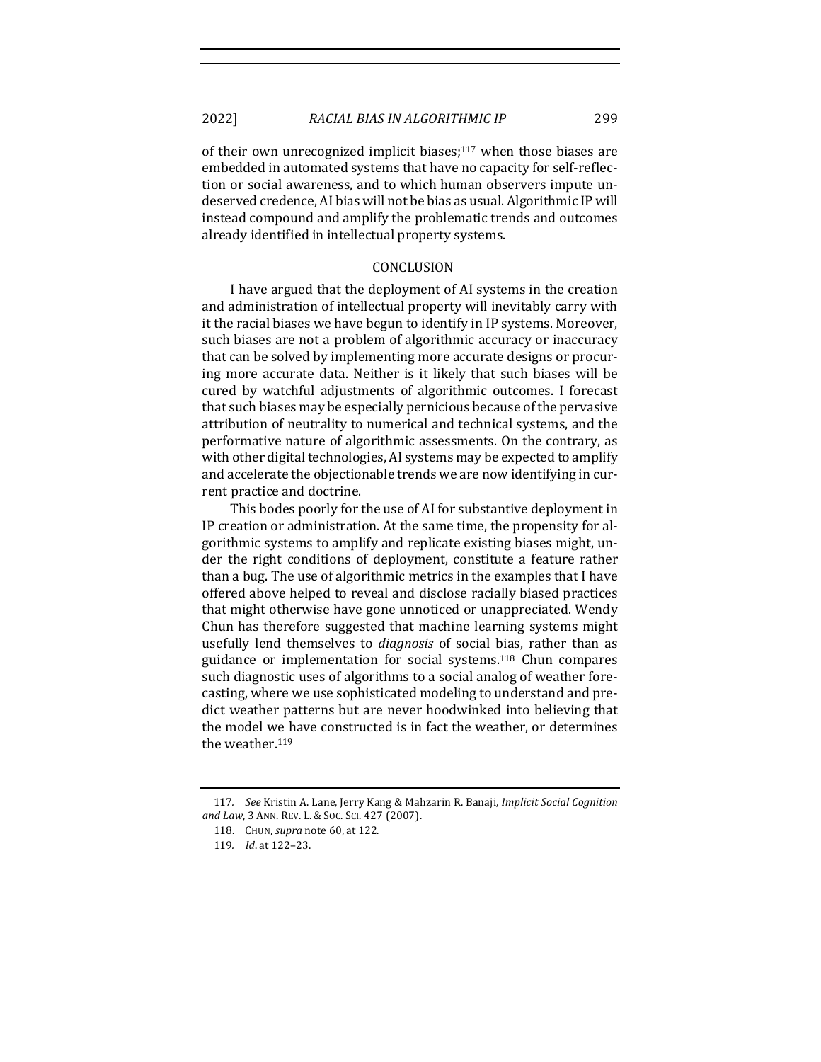of their own unrecognized implicit biases;[117] when those biases are embedded in automated systems that have no capacity for self-reflection or social awareness, and to which human observers impute undeserved credence, AI bias will not be bias as usual. Algorithmic IP will instead compound and amplify the problematic trends and outcomes already identified in intellectual property systems.

## CONCLUSION

I have argued that the deployment of AI systems in the creation and administration of intellectual property will inevitably carry with it the racial biases we have begun to identify in IP systems. Moreover, such biases are not a problem of algorithmic accuracy or inaccuracy that can be solved by implementing more accurate designs or procuring more accurate data. Neither is it likely that such biases will be cured by watchful adjustments of algorithmic outcomes. I forecast that such biases may be especially pernicious because of the pervasive attribution of neutrality to numerical and technical systems, and the performative nature of algorithmic assessments. On the contrary, as with other digital technologies, AI systems may be expected to amplify and accelerate the objectionable trends we are now identifying in current practice and doctrine.

This bodes poorly for the use of AI for substantive deployment in IP creation or administration. At the same time, the propensity for algorithmic systems to amplify and replicate existing biases might, under the right conditions of deployment, constitute a feature rather than a bug. The use of algorithmic metrics in the examples that I have offered above helped to reveal and disclose racially biased practices that might otherwise have gone unnoticed or unappreciated. Wendy Chun has therefore suggested that machine learning systems might usefully lend themselves to *diagnosis* of social bias, rather than as guidance or implementation for social systems.[118] Chun compares such diagnostic uses of algorithms to a social analog of weather forecasting, where we use sophisticated modeling to understand and predict weather patterns but are never hoodwinked into believing that the model we have constructed is in fact the weather, or determines the weather.[119]

---

117. *See* Kristin A. Lane, Jerry Kang & Mahzarin R. Banaji, *Implicit Social Cognition and Law*, 3 ANN. REV. L. & SOC. SCI. 427 (2007).

118. CHUN, *supra* note 60, at 122.

119. *Id.* at 122–23.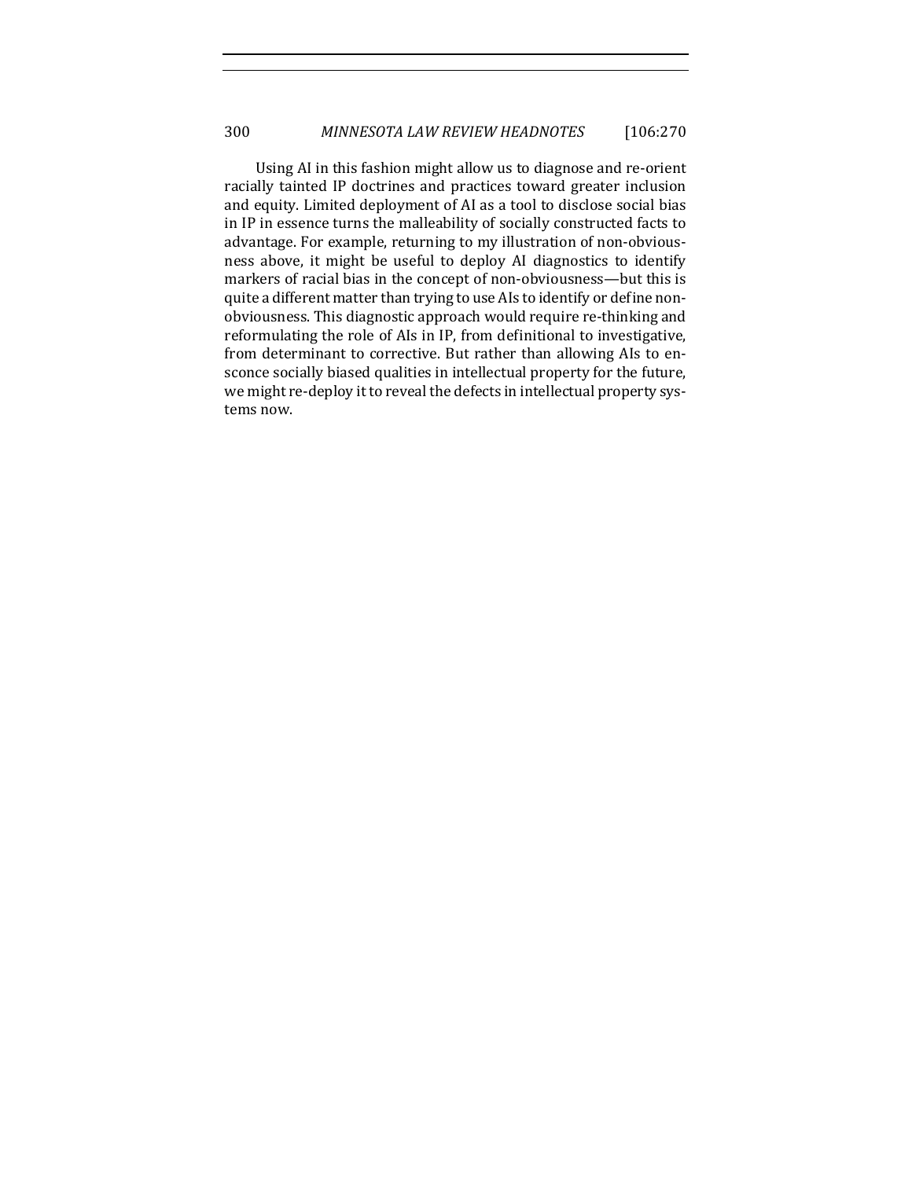Using AI in this fashion might allow us to diagnose and re-orient racially tainted IP doctrines and practices toward greater inclusion and equity. Limited deployment of AI as a tool to disclose social bias in IP in essence turns the malleability of socially constructed facts to advantage. For example, returning to my illustration of non-obviousness above, it might be useful to deploy AI diagnostics to identify markers of racial bias in the concept of non-obviousness—but this is quite a different matter than trying to use AIs to identify or define non-obviousness. This diagnostic approach would require re-thinking and reformulating the role of AIs in IP, from definitional to investigative, from determinant to corrective. But rather than allowing AIs to ensconce socially biased qualities in intellectual property for the future, we might re-deploy it to reveal the defects in intellectual property systems now.